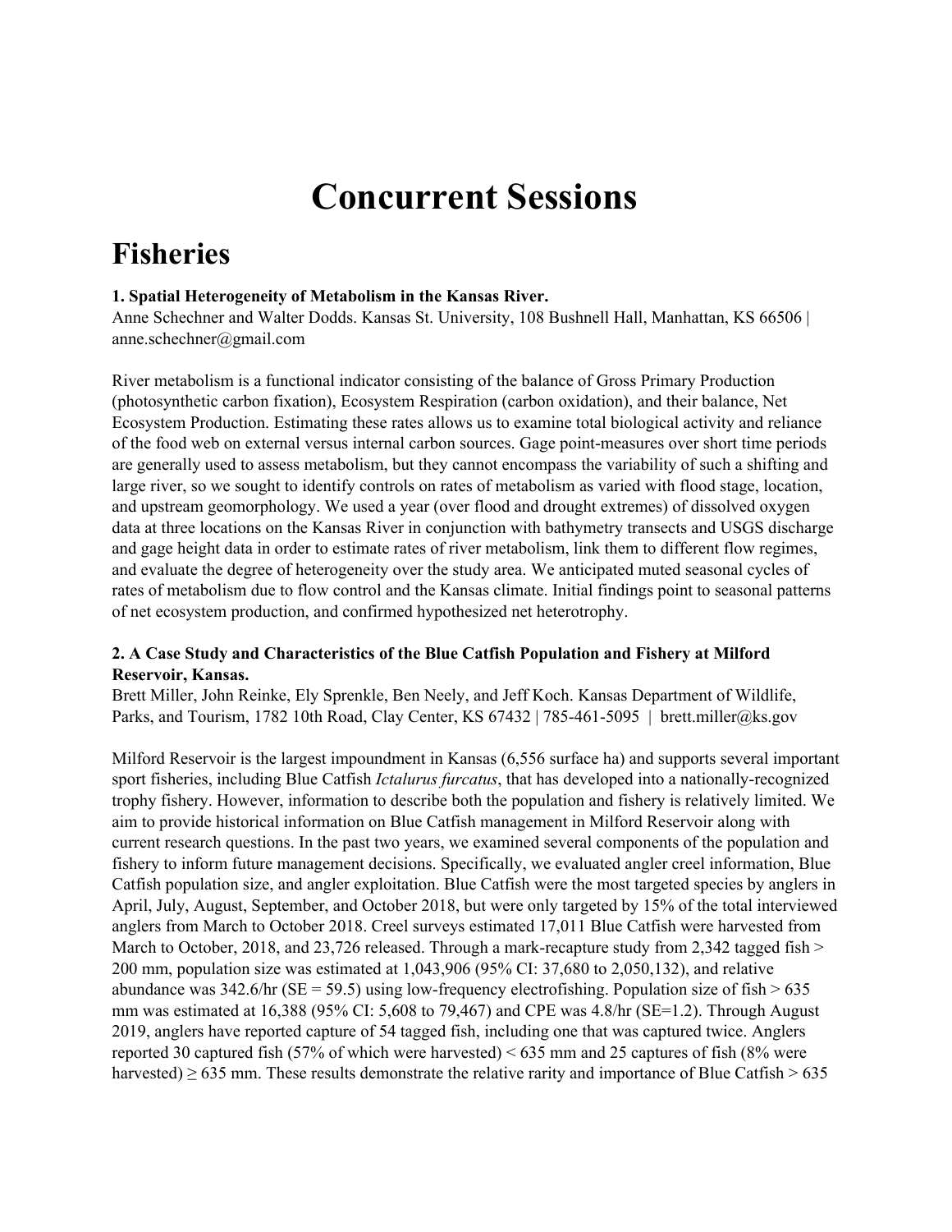# Concurrent Sessions

## Fisheries

**1. Spatial Heterogeneity of Metabolism in the Kansas River.**
Anne Schechner and Walter Dodds. Kansas St. University, 108 Bushnell Hall, Manhattan, KS 66506 | anne.schechner@gmail.com

River metabolism is a functional indicator consisting of the balance of Gross Primary Production (photosynthetic carbon fixation), Ecosystem Respiration (carbon oxidation), and their balance, Net Ecosystem Production. Estimating these rates allows us to examine total biological activity and reliance of the food web on external versus internal carbon sources. Gage point-measures over short time periods are generally used to assess metabolism, but they cannot encompass the variability of such a shifting and large river, so we sought to identify controls on rates of metabolism as varied with flood stage, location, and upstream geomorphology. We used a year (over flood and drought extremes) of dissolved oxygen data at three locations on the Kansas River in conjunction with bathymetry transects and USGS discharge and gage height data in order to estimate rates of river metabolism, link them to different flow regimes, and evaluate the degree of heterogeneity over the study area. We anticipated muted seasonal cycles of rates of metabolism due to flow control and the Kansas climate. Initial findings point to seasonal patterns of net ecosystem production, and confirmed hypothesized net heterotrophy.

**2. A Case Study and Characteristics of the Blue Catfish Population and Fishery at Milford Reservoir, Kansas.**
Brett Miller, John Reinke, Ely Sprenkle, Ben Neely, and Jeff Koch. Kansas Department of Wildlife, Parks, and Tourism, 1782 10th Road, Clay Center, KS 67432 | 785-461-5095 | brett.miller@ks.gov

Milford Reservoir is the largest impoundment in Kansas (6,556 surface ha) and supports several important sport fisheries, including Blue Catfish *Ictalurus furcatus*, that has developed into a nationally-recognized trophy fishery. However, information to describe both the population and fishery is relatively limited. We aim to provide historical information on Blue Catfish management in Milford Reservoir along with current research questions. In the past two years, we examined several components of the population and fishery to inform future management decisions. Specifically, we evaluated angler creel information, Blue Catfish population size, and angler exploitation. Blue Catfish were the most targeted species by anglers in April, July, August, September, and October 2018, but were only targeted by 15% of the total interviewed anglers from March to October 2018. Creel surveys estimated 17,011 Blue Catfish were harvested from March to October, 2018, and 23,726 released. Through a mark-recapture study from 2,342 tagged fish > 200 mm, population size was estimated at 1,043,906 (95% CI: 37,680 to 2,050,132), and relative abundance was 342.6/hr (SE = 59.5) using low-frequency electrofishing. Population size of fish > 635 mm was estimated at 16,388 (95% CI: 5,608 to 79,467) and CPE was 4.8/hr (SE=1.2). Through August 2019, anglers have reported capture of 54 tagged fish, including one that was captured twice. Anglers reported 30 captured fish (57% of which were harvested) < 635 mm and 25 captures of fish (8% were harvested) ≥ 635 mm. These results demonstrate the relative rarity and importance of Blue Catfish > 635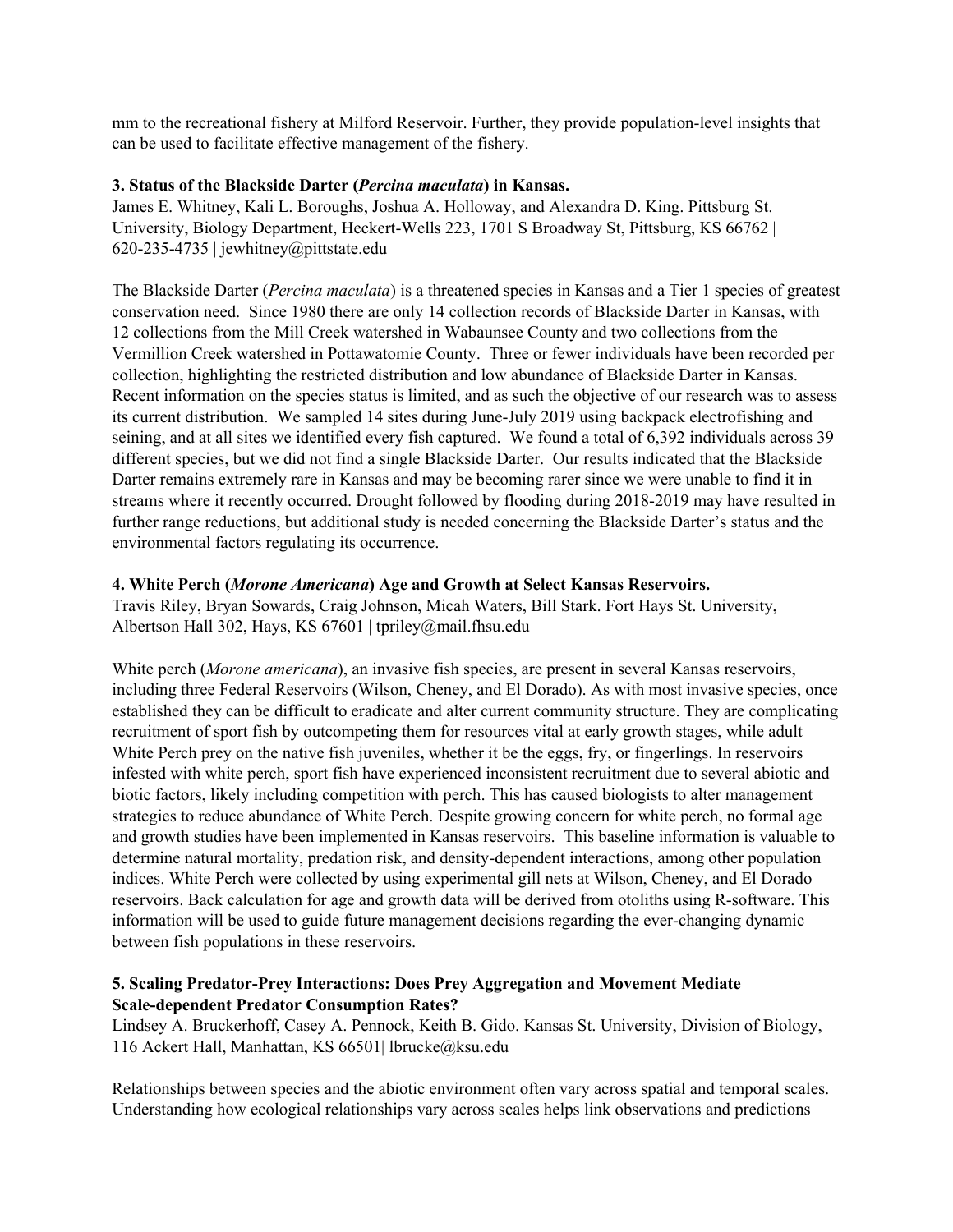mm to the recreational fishery at Milford Reservoir. Further, they provide population-level insights that can be used to facilitate effective management of the fishery.

**3. Status of the Blackside Darter (*Percina maculata*) in Kansas.**
James E. Whitney, Kali L. Boroughs, Joshua A. Holloway, and Alexandra D. King. Pittsburg St. University, Biology Department, Heckert-Wells 223, 1701 S Broadway St, Pittsburg, KS 66762 | 620-235-4735 | jewhitney@pittstate.edu

The Blackside Darter (*Percina maculata*) is a threatened species in Kansas and a Tier 1 species of greatest conservation need. Since 1980 there are only 14 collection records of Blackside Darter in Kansas, with 12 collections from the Mill Creek watershed in Wabaunsee County and two collections from the Vermillion Creek watershed in Pottawatomie County. Three or fewer individuals have been recorded per collection, highlighting the restricted distribution and low abundance of Blackside Darter in Kansas. Recent information on the species status is limited, and as such the objective of our research was to assess its current distribution. We sampled 14 sites during June-July 2019 using backpack electrofishing and seining, and at all sites we identified every fish captured. We found a total of 6,392 individuals across 39 different species, but we did not find a single Blackside Darter. Our results indicated that the Blackside Darter remains extremely rare in Kansas and may be becoming rarer since we were unable to find it in streams where it recently occurred. Drought followed by flooding during 2018-2019 may have resulted in further range reductions, but additional study is needed concerning the Blackside Darter's status and the environmental factors regulating its occurrence.

**4. White Perch (*Morone Americana*) Age and Growth at Select Kansas Reservoirs.**
Travis Riley, Bryan Sowards, Craig Johnson, Micah Waters, Bill Stark. Fort Hays St. University, Albertson Hall 302, Hays, KS 67601 | tpriley@mail.fhsu.edu

White perch (*Morone americana*), an invasive fish species, are present in several Kansas reservoirs, including three Federal Reservoirs (Wilson, Cheney, and El Dorado). As with most invasive species, once established they can be difficult to eradicate and alter current community structure. They are complicating recruitment of sport fish by outcompeting them for resources vital at early growth stages, while adult White Perch prey on the native fish juveniles, whether it be the eggs, fry, or fingerlings. In reservoirs infested with white perch, sport fish have experienced inconsistent recruitment due to several abiotic and biotic factors, likely including competition with perch. This has caused biologists to alter management strategies to reduce abundance of White Perch. Despite growing concern for white perch, no formal age and growth studies have been implemented in Kansas reservoirs. This baseline information is valuable to determine natural mortality, predation risk, and density-dependent interactions, among other population indices. White Perch were collected by using experimental gill nets at Wilson, Cheney, and El Dorado reservoirs. Back calculation for age and growth data will be derived from otoliths using R-software. This information will be used to guide future management decisions regarding the ever-changing dynamic between fish populations in these reservoirs.

**5. Scaling Predator-Prey Interactions: Does Prey Aggregation and Movement Mediate Scale-dependent Predator Consumption Rates?**
Lindsey A. Bruckerhoff, Casey A. Pennock, Keith B. Gido. Kansas St. University, Division of Biology, 116 Ackert Hall, Manhattan, KS 66501| lbrucke@ksu.edu

Relationships between species and the abiotic environment often vary across spatial and temporal scales. Understanding how ecological relationships vary across scales helps link observations and predictions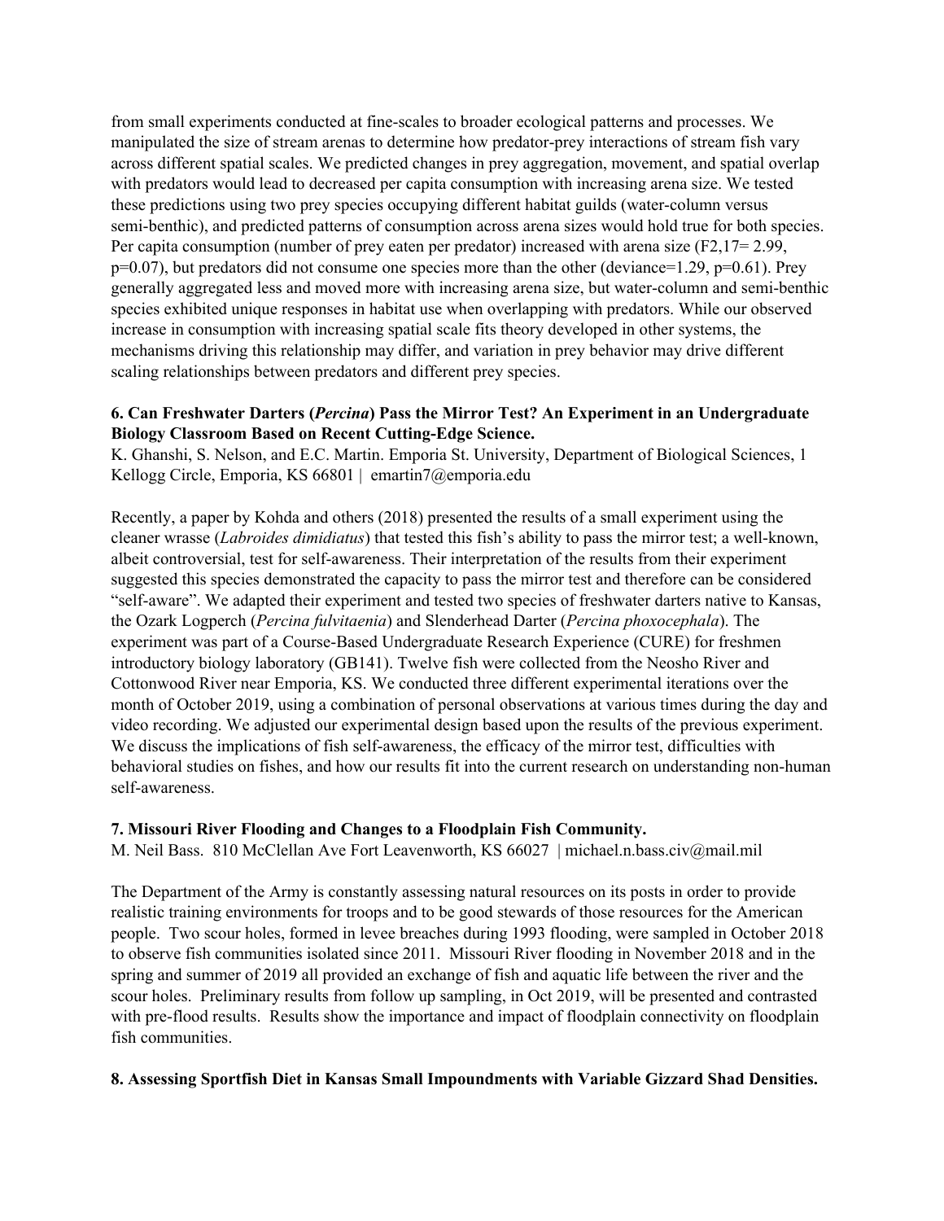from small experiments conducted at fine-scales to broader ecological patterns and processes. We manipulated the size of stream arenas to determine how predator-prey interactions of stream fish vary across different spatial scales. We predicted changes in prey aggregation, movement, and spatial overlap with predators would lead to decreased per capita consumption with increasing arena size. We tested these predictions using two prey species occupying different habitat guilds (water-column versus semi-benthic), and predicted patterns of consumption across arena sizes would hold true for both species. Per capita consumption (number of prey eaten per predator) increased with arena size ($F_{2,17}$= 2.99, p=0.07), but predators did not consume one species more than the other (deviance=1.29, p=0.61). Prey generally aggregated less and moved more with increasing arena size, but water-column and semi-benthic species exhibited unique responses in habitat use when overlapping with predators. While our observed increase in consumption with increasing spatial scale fits theory developed in other systems, the mechanisms driving this relationship may differ, and variation in prey behavior may drive different scaling relationships between predators and different prey species.

**6. Can Freshwater Darters (*Percina*) Pass the Mirror Test? An Experiment in an Undergraduate Biology Classroom Based on Recent Cutting-Edge Science.**

K. Ghanshi, S. Nelson, and E.C. Martin. Emporia St. University, Department of Biological Sciences, 1 Kellogg Circle, Emporia, KS 66801 | emartin7@emporia.edu

Recently, a paper by Kohda and others (2018) presented the results of a small experiment using the cleaner wrasse (*Labroides dimidiatus*) that tested this fish's ability to pass the mirror test; a well-known, albeit controversial, test for self-awareness. Their interpretation of the results from their experiment suggested this species demonstrated the capacity to pass the mirror test and therefore can be considered "self-aware". We adapted their experiment and tested two species of freshwater darters native to Kansas, the Ozark Logperch (*Percina fulvitaenia*) and Slenderhead Darter (*Percina phoxocephala*). The experiment was part of a Course-Based Undergraduate Research Experience (CURE) for freshmen introductory biology laboratory (GB141). Twelve fish were collected from the Neosho River and Cottonwood River near Emporia, KS. We conducted three different experimental iterations over the month of October 2019, using a combination of personal observations at various times during the day and video recording. We adjusted our experimental design based upon the results of the previous experiment. We discuss the implications of fish self-awareness, the efficacy of the mirror test, difficulties with behavioral studies on fishes, and how our results fit into the current research on understanding non-human self-awareness.

**7. Missouri River Flooding and Changes to a Floodplain Fish Community.**

M. Neil Bass. 810 McClellan Ave Fort Leavenworth, KS 66027 | michael.n.bass.civ@mail.mil

The Department of the Army is constantly assessing natural resources on its posts in order to provide realistic training environments for troops and to be good stewards of those resources for the American people. Two scour holes, formed in levee breaches during 1993 flooding, were sampled in October 2018 to observe fish communities isolated since 2011. Missouri River flooding in November 2018 and in the spring and summer of 2019 all provided an exchange of fish and aquatic life between the river and the scour holes. Preliminary results from follow up sampling, in Oct 2019, will be presented and contrasted with pre-flood results. Results show the importance and impact of floodplain connectivity on floodplain fish communities.

**8. Assessing Sportfish Diet in Kansas Small Impoundments with Variable Gizzard Shad Densities.**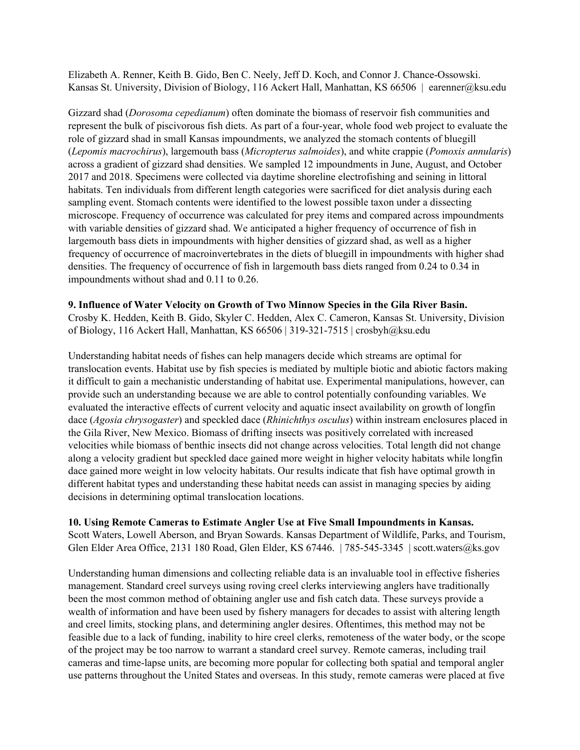Elizabeth A. Renner, Keith B. Gido, Ben C. Neely, Jeff D. Koch, and Connor J. Chance-Ossowski. Kansas St. University, Division of Biology, 116 Ackert Hall, Manhattan, KS 66506 | earenner@ksu.edu

Gizzard shad (*Dorosoma cepedianum*) often dominate the biomass of reservoir fish communities and represent the bulk of piscivorous fish diets. As part of a four-year, whole food web project to evaluate the role of gizzard shad in small Kansas impoundments, we analyzed the stomach contents of bluegill (*Lepomis macrochirus*), largemouth bass (*Micropterus salmoides*), and white crappie (*Pomoxis annularis*) across a gradient of gizzard shad densities. We sampled 12 impoundments in June, August, and October 2017 and 2018. Specimens were collected via daytime shoreline electrofishing and seining in littoral habitats. Ten individuals from different length categories were sacrificed for diet analysis during each sampling event. Stomach contents were identified to the lowest possible taxon under a dissecting microscope. Frequency of occurrence was calculated for prey items and compared across impoundments with variable densities of gizzard shad. We anticipated a higher frequency of occurrence of fish in largemouth bass diets in impoundments with higher densities of gizzard shad, as well as a higher frequency of occurrence of macroinvertebrates in the diets of bluegill in impoundments with higher shad densities. The frequency of occurrence of fish in largemouth bass diets ranged from 0.24 to 0.34 in impoundments without shad and 0.11 to 0.26.

**9. Influence of Water Velocity on Growth of Two Minnow Species in the Gila River Basin.**
Crosby K. Hedden, Keith B. Gido, Skyler C. Hedden, Alex C. Cameron, Kansas St. University, Division of Biology, 116 Ackert Hall, Manhattan, KS 66506 | 319-321-7515 | crosbyh@ksu.edu

Understanding habitat needs of fishes can help managers decide which streams are optimal for translocation events. Habitat use by fish species is mediated by multiple biotic and abiotic factors making it difficult to gain a mechanistic understanding of habitat use. Experimental manipulations, however, can provide such an understanding because we are able to control potentially confounding variables. We evaluated the interactive effects of current velocity and aquatic insect availability on growth of longfin dace (*Agosia chrysogaster*) and speckled dace (*Rhinichthys osculus*) within instream enclosures placed in the Gila River, New Mexico. Biomass of drifting insects was positively correlated with increased velocities while biomass of benthic insects did not change across velocities. Total length did not change along a velocity gradient but speckled dace gained more weight in higher velocity habitats while longfin dace gained more weight in low velocity habitats. Our results indicate that fish have optimal growth in different habitat types and understanding these habitat needs can assist in managing species by aiding decisions in determining optimal translocation locations.

**10. Using Remote Cameras to Estimate Angler Use at Five Small Impoundments in Kansas.**
Scott Waters, Lowell Aberson, and Bryan Sowards. Kansas Department of Wildlife, Parks, and Tourism, Glen Elder Area Office, 2131 180 Road, Glen Elder, KS 67446. | 785-545-3345 | scott.waters@ks.gov

Understanding human dimensions and collecting reliable data is an invaluable tool in effective fisheries management. Standard creel surveys using roving creel clerks interviewing anglers have traditionally been the most common method of obtaining angler use and fish catch data. These surveys provide a wealth of information and have been used by fishery managers for decades to assist with altering length and creel limits, stocking plans, and determining angler desires. Oftentimes, this method may not be feasible due to a lack of funding, inability to hire creel clerks, remoteness of the water body, or the scope of the project may be too narrow to warrant a standard creel survey. Remote cameras, including trail cameras and time-lapse units, are becoming more popular for collecting both spatial and temporal angler use patterns throughout the United States and overseas. In this study, remote cameras were placed at five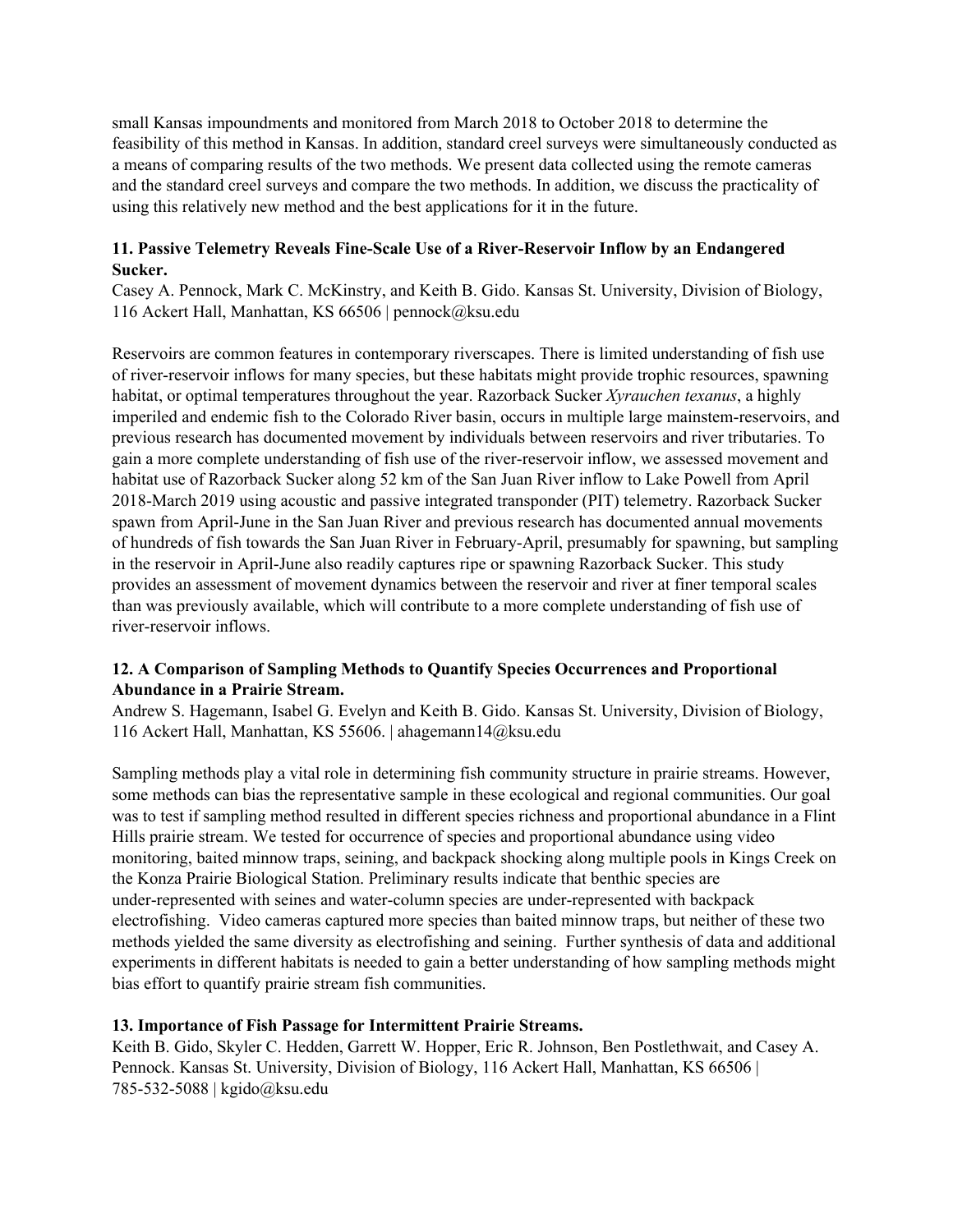small Kansas impoundments and monitored from March 2018 to October 2018 to determine the feasibility of this method in Kansas. In addition, standard creel surveys were simultaneously conducted as a means of comparing results of the two methods. We present data collected using the remote cameras and the standard creel surveys and compare the two methods. In addition, we discuss the practicality of using this relatively new method and the best applications for it in the future.

**11. Passive Telemetry Reveals Fine-Scale Use of a River-Reservoir Inflow by an Endangered Sucker.**

Casey A. Pennock, Mark C. McKinstry, and Keith B. Gido. Kansas St. University, Division of Biology, 116 Ackert Hall, Manhattan, KS 66506 | pennock@ksu.edu

Reservoirs are common features in contemporary riverscapes. There is limited understanding of fish use of river-reservoir inflows for many species, but these habitats might provide trophic resources, spawning habitat, or optimal temperatures throughout the year. Razorback Sucker *Xyrauchen texanus*, a highly imperiled and endemic fish to the Colorado River basin, occurs in multiple large mainstem-reservoirs, and previous research has documented movement by individuals between reservoirs and river tributaries. To gain a more complete understanding of fish use of the river-reservoir inflow, we assessed movement and habitat use of Razorback Sucker along 52 km of the San Juan River inflow to Lake Powell from April 2018-March 2019 using acoustic and passive integrated transponder (PIT) telemetry. Razorback Sucker spawn from April-June in the San Juan River and previous research has documented annual movements of hundreds of fish towards the San Juan River in February-April, presumably for spawning, but sampling in the reservoir in April-June also readily captures ripe or spawning Razorback Sucker. This study provides an assessment of movement dynamics between the reservoir and river at finer temporal scales than was previously available, which will contribute to a more complete understanding of fish use of river-reservoir inflows.

**12. A Comparison of Sampling Methods to Quantify Species Occurrences and Proportional Abundance in a Prairie Stream.**

Andrew S. Hagemann, Isabel G. Evelyn and Keith B. Gido. Kansas St. University, Division of Biology, 116 Ackert Hall, Manhattan, KS 55606. | ahagemann14@ksu.edu

Sampling methods play a vital role in determining fish community structure in prairie streams. However, some methods can bias the representative sample in these ecological and regional communities. Our goal was to test if sampling method resulted in different species richness and proportional abundance in a Flint Hills prairie stream. We tested for occurrence of species and proportional abundance using video monitoring, baited minnow traps, seining, and backpack shocking along multiple pools in Kings Creek on the Konza Prairie Biological Station. Preliminary results indicate that benthic species are under-represented with seines and water-column species are under-represented with backpack electrofishing. Video cameras captured more species than baited minnow traps, but neither of these two methods yielded the same diversity as electrofishing and seining. Further synthesis of data and additional experiments in different habitats is needed to gain a better understanding of how sampling methods might bias effort to quantify prairie stream fish communities.

**13. Importance of Fish Passage for Intermittent Prairie Streams.**

Keith B. Gido, Skyler C. Hedden, Garrett W. Hopper, Eric R. Johnson, Ben Postlethwait, and Casey A. Pennock. Kansas St. University, Division of Biology, 116 Ackert Hall, Manhattan, KS 66506 | 785-532-5088 | kgido@ksu.edu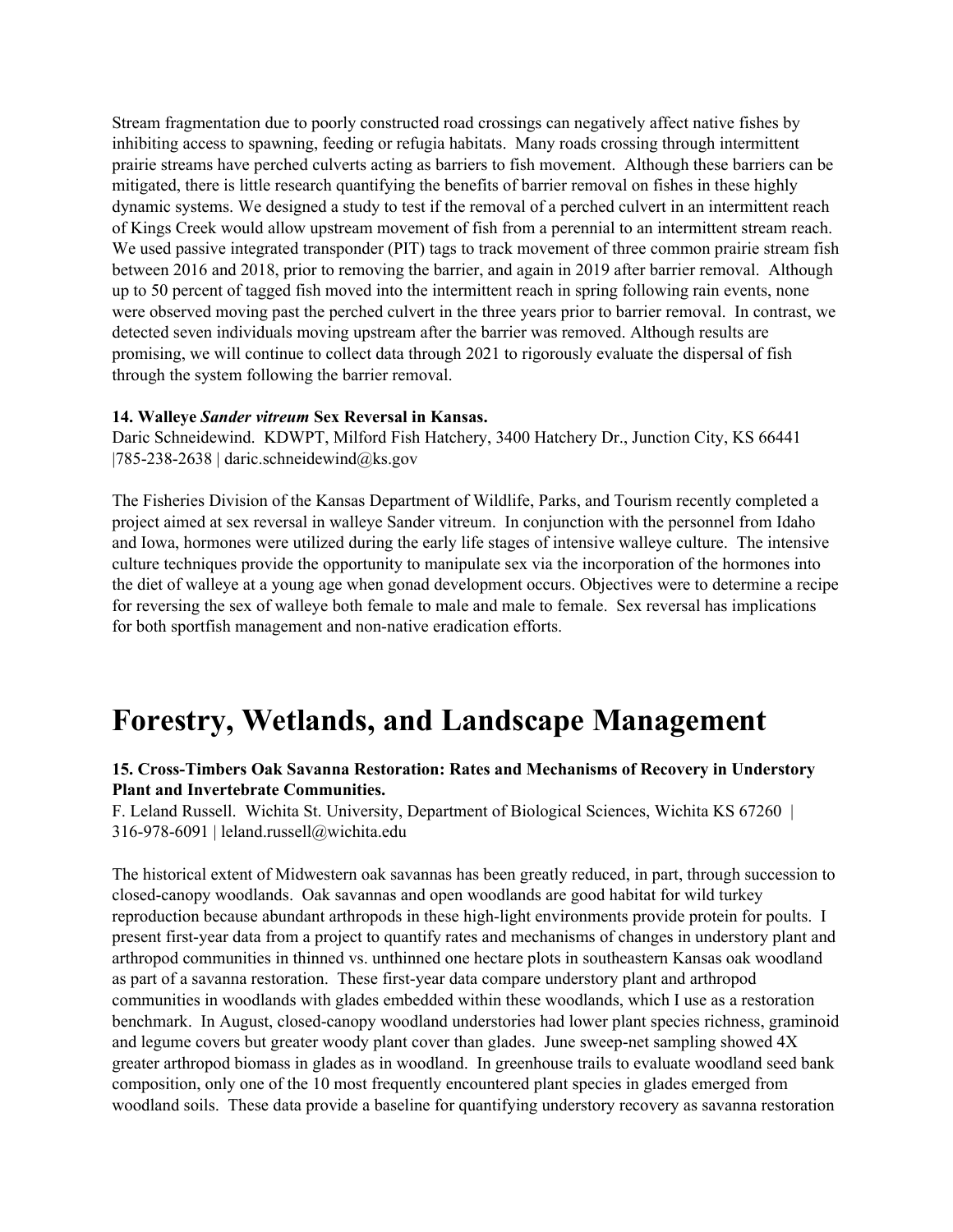Stream fragmentation due to poorly constructed road crossings can negatively affect native fishes by inhibiting access to spawning, feeding or refugia habitats. Many roads crossing through intermittent prairie streams have perched culverts acting as barriers to fish movement. Although these barriers can be mitigated, there is little research quantifying the benefits of barrier removal on fishes in these highly dynamic systems. We designed a study to test if the removal of a perched culvert in an intermittent reach of Kings Creek would allow upstream movement of fish from a perennial to an intermittent stream reach. We used passive integrated transponder (PIT) tags to track movement of three common prairie stream fish between 2016 and 2018, prior to removing the barrier, and again in 2019 after barrier removal. Although up to 50 percent of tagged fish moved into the intermittent reach in spring following rain events, none were observed moving past the perched culvert in the three years prior to barrier removal. In contrast, we detected seven individuals moving upstream after the barrier was removed. Although results are promising, we will continue to collect data through 2021 to rigorously evaluate the dispersal of fish through the system following the barrier removal.

**14. Walleye *Sander vitreum* Sex Reversal in Kansas.**
Daric Schneidewind. KDWPT, Milford Fish Hatchery, 3400 Hatchery Dr., Junction City, KS 66441 |785-238-2638 | daric.schneidewind@ks.gov

The Fisheries Division of the Kansas Department of Wildlife, Parks, and Tourism recently completed a project aimed at sex reversal in walleye Sander vitreum. In conjunction with the personnel from Idaho and Iowa, hormones were utilized during the early life stages of intensive walleye culture. The intensive culture techniques provide the opportunity to manipulate sex via the incorporation of the hormones into the diet of walleye at a young age when gonad development occurs. Objectives were to determine a recipe for reversing the sex of walleye both female to male and male to female. Sex reversal has implications for both sportfish management and non-native eradication efforts.

# Forestry, Wetlands, and Landscape Management

**15. Cross-Timbers Oak Savanna Restoration: Rates and Mechanisms of Recovery in Understory Plant and Invertebrate Communities.**
F. Leland Russell. Wichita St. University, Department of Biological Sciences, Wichita KS 67260 | 316-978-6091 | leland.russell@wichita.edu

The historical extent of Midwestern oak savannas has been greatly reduced, in part, through succession to closed-canopy woodlands. Oak savannas and open woodlands are good habitat for wild turkey reproduction because abundant arthropods in these high-light environments provide protein for poults. I present first-year data from a project to quantify rates and mechanisms of changes in understory plant and arthropod communities in thinned vs. unthinned one hectare plots in southeastern Kansas oak woodland as part of a savanna restoration. These first-year data compare understory plant and arthropod communities in woodlands with glades embedded within these woodlands, which I use as a restoration benchmark. In August, closed-canopy woodland understories had lower plant species richness, graminoid and legume covers but greater woody plant cover than glades. June sweep-net sampling showed 4X greater arthropod biomass in glades as in woodland. In greenhouse trails to evaluate woodland seed bank composition, only one of the 10 most frequently encountered plant species in glades emerged from woodland soils. These data provide a baseline for quantifying understory recovery as savanna restoration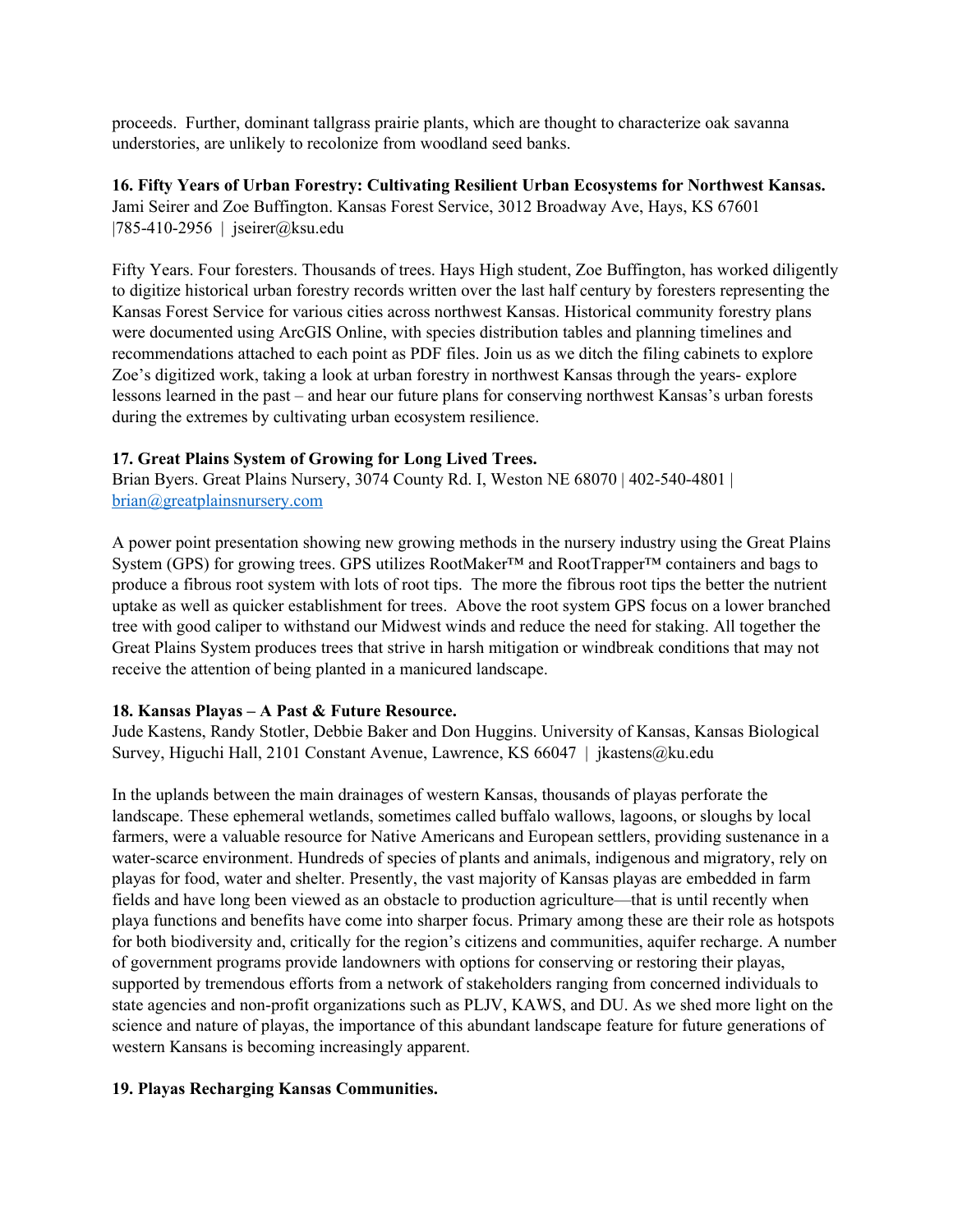proceeds. Further, dominant tallgrass prairie plants, which are thought to characterize oak savanna understories, are unlikely to recolonize from woodland seed banks.

**16. Fifty Years of Urban Forestry: Cultivating Resilient Urban Ecosystems for Northwest Kansas.**
Jami Seirer and Zoe Buffington. Kansas Forest Service, 3012 Broadway Ave, Hays, KS 67601 |785-410-2956 | jseirer@ksu.edu

Fifty Years. Four foresters. Thousands of trees. Hays High student, Zoe Buffington, has worked diligently to digitize historical urban forestry records written over the last half century by foresters representing the Kansas Forest Service for various cities across northwest Kansas. Historical community forestry plans were documented using ArcGIS Online, with species distribution tables and planning timelines and recommendations attached to each point as PDF files. Join us as we ditch the filing cabinets to explore Zoe's digitized work, taking a look at urban forestry in northwest Kansas through the years- explore lessons learned in the past – and hear our future plans for conserving northwest Kansas's urban forests during the extremes by cultivating urban ecosystem resilience.

**17. Great Plains System of Growing for Long Lived Trees.**
Brian Byers. Great Plains Nursery, 3074 County Rd. I, Weston NE 68070 | 402-540-4801 | brian@greatplainsnursery.com

A power point presentation showing new growing methods in the nursery industry using the Great Plains System (GPS) for growing trees. GPS utilizes RootMaker™ and RootTrapper™ containers and bags to produce a fibrous root system with lots of root tips. The more the fibrous root tips the better the nutrient uptake as well as quicker establishment for trees. Above the root system GPS focus on a lower branched tree with good caliper to withstand our Midwest winds and reduce the need for staking. All together the Great Plains System produces trees that strive in harsh mitigation or windbreak conditions that may not receive the attention of being planted in a manicured landscape.

**18. Kansas Playas – A Past & Future Resource.**
Jude Kastens, Randy Stotler, Debbie Baker and Don Huggins. University of Kansas, Kansas Biological Survey, Higuchi Hall, 2101 Constant Avenue, Lawrence, KS 66047 | jkastens@ku.edu

In the uplands between the main drainages of western Kansas, thousands of playas perforate the landscape. These ephemeral wetlands, sometimes called buffalo wallows, lagoons, or sloughs by local farmers, were a valuable resource for Native Americans and European settlers, providing sustenance in a water-scarce environment. Hundreds of species of plants and animals, indigenous and migratory, rely on playas for food, water and shelter. Presently, the vast majority of Kansas playas are embedded in farm fields and have long been viewed as an obstacle to production agriculture—that is until recently when playa functions and benefits have come into sharper focus. Primary among these are their role as hotspots for both biodiversity and, critically for the region's citizens and communities, aquifer recharge. A number of government programs provide landowners with options for conserving or restoring their playas, supported by tremendous efforts from a network of stakeholders ranging from concerned individuals to state agencies and non-profit organizations such as PLJV, KAWS, and DU. As we shed more light on the science and nature of playas, the importance of this abundant landscape feature for future generations of western Kansans is becoming increasingly apparent.

**19. Playas Recharging Kansas Communities.**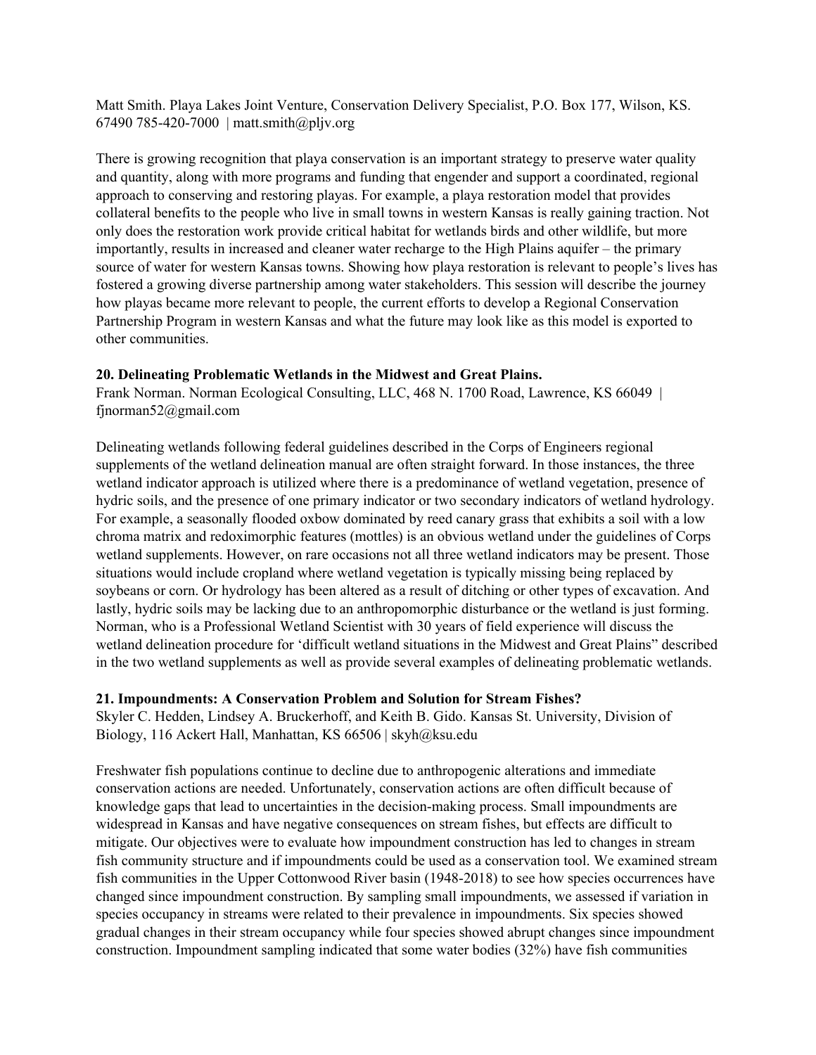Matt Smith. Playa Lakes Joint Venture, Conservation Delivery Specialist, P.O. Box 177, Wilson, KS. 67490 785-420-7000 | matt.smith@pljv.org

There is growing recognition that playa conservation is an important strategy to preserve water quality and quantity, along with more programs and funding that engender and support a coordinated, regional approach to conserving and restoring playas. For example, a playa restoration model that provides collateral benefits to the people who live in small towns in western Kansas is really gaining traction. Not only does the restoration work provide critical habitat for wetlands birds and other wildlife, but more importantly, results in increased and cleaner water recharge to the High Plains aquifer – the primary source of water for western Kansas towns. Showing how playa restoration is relevant to people's lives has fostered a growing diverse partnership among water stakeholders. This session will describe the journey how playas became more relevant to people, the current efforts to develop a Regional Conservation Partnership Program in western Kansas and what the future may look like as this model is exported to other communities.

**20. Delineating Problematic Wetlands in the Midwest and Great Plains.**
Frank Norman. Norman Ecological Consulting, LLC, 468 N. 1700 Road, Lawrence, KS 66049 | fjnorman52@gmail.com

Delineating wetlands following federal guidelines described in the Corps of Engineers regional supplements of the wetland delineation manual are often straight forward. In those instances, the three wetland indicator approach is utilized where there is a predominance of wetland vegetation, presence of hydric soils, and the presence of one primary indicator or two secondary indicators of wetland hydrology. For example, a seasonally flooded oxbow dominated by reed canary grass that exhibits a soil with a low chroma matrix and redoximorphic features (mottles) is an obvious wetland under the guidelines of Corps wetland supplements. However, on rare occasions not all three wetland indicators may be present. Those situations would include cropland where wetland vegetation is typically missing being replaced by soybeans or corn. Or hydrology has been altered as a result of ditching or other types of excavation. And lastly, hydric soils may be lacking due to an anthropomorphic disturbance or the wetland is just forming. Norman, who is a Professional Wetland Scientist with 30 years of field experience will discuss the wetland delineation procedure for 'difficult wetland situations in the Midwest and Great Plains" described in the two wetland supplements as well as provide several examples of delineating problematic wetlands.

**21. Impoundments: A Conservation Problem and Solution for Stream Fishes?**
Skyler C. Hedden, Lindsey A. Bruckerhoff, and Keith B. Gido. Kansas St. University, Division of Biology, 116 Ackert Hall, Manhattan, KS 66506 | skyh@ksu.edu

Freshwater fish populations continue to decline due to anthropogenic alterations and immediate conservation actions are needed. Unfortunately, conservation actions are often difficult because of knowledge gaps that lead to uncertainties in the decision-making process. Small impoundments are widespread in Kansas and have negative consequences on stream fishes, but effects are difficult to mitigate. Our objectives were to evaluate how impoundment construction has led to changes in stream fish community structure and if impoundments could be used as a conservation tool. We examined stream fish communities in the Upper Cottonwood River basin (1948-2018) to see how species occurrences have changed since impoundment construction. By sampling small impoundments, we assessed if variation in species occupancy in streams were related to their prevalence in impoundments. Six species showed gradual changes in their stream occupancy while four species showed abrupt changes since impoundment construction. Impoundment sampling indicated that some water bodies (32%) have fish communities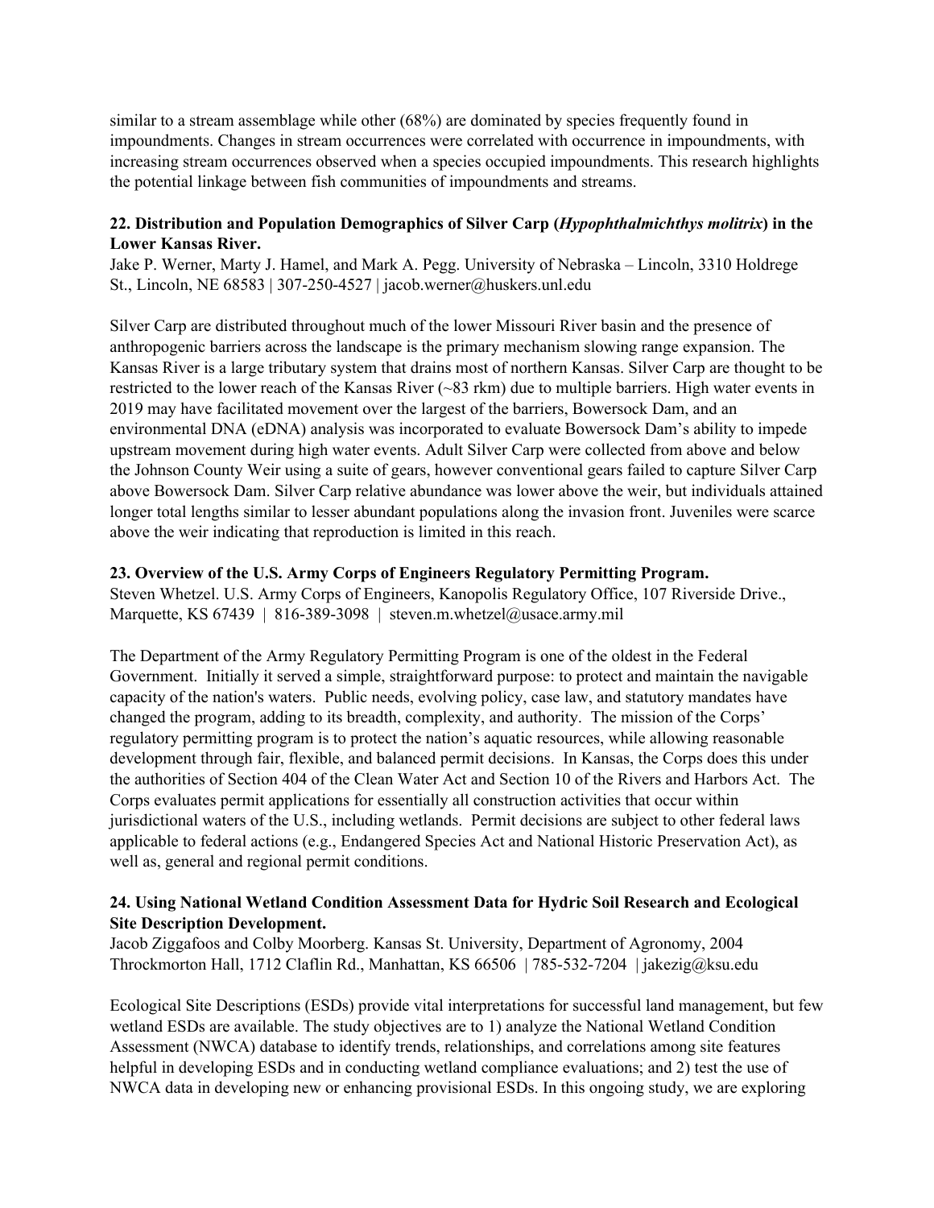similar to a stream assemblage while other (68%) are dominated by species frequently found in impoundments. Changes in stream occurrences were correlated with occurrence in impoundments, with increasing stream occurrences observed when a species occupied impoundments. This research highlights the potential linkage between fish communities of impoundments and streams.

**22. Distribution and Population Demographics of Silver Carp (*Hypophthalmichthys molitrix*) in the Lower Kansas River.**
Jake P. Werner, Marty J. Hamel, and Mark A. Pegg. University of Nebraska – Lincoln, 3310 Holdrege St., Lincoln, NE 68583 | 307-250-4527 | jacob.werner@huskers.unl.edu

Silver Carp are distributed throughout much of the lower Missouri River basin and the presence of anthropogenic barriers across the landscape is the primary mechanism slowing range expansion. The Kansas River is a large tributary system that drains most of northern Kansas. Silver Carp are thought to be restricted to the lower reach of the Kansas River (~83 rkm) due to multiple barriers. High water events in 2019 may have facilitated movement over the largest of the barriers, Bowersock Dam, and an environmental DNA (eDNA) analysis was incorporated to evaluate Bowersock Dam's ability to impede upstream movement during high water events. Adult Silver Carp were collected from above and below the Johnson County Weir using a suite of gears, however conventional gears failed to capture Silver Carp above Bowersock Dam. Silver Carp relative abundance was lower above the weir, but individuals attained longer total lengths similar to lesser abundant populations along the invasion front. Juveniles were scarce above the weir indicating that reproduction is limited in this reach.

**23. Overview of the U.S. Army Corps of Engineers Regulatory Permitting Program.**
Steven Whetzel. U.S. Army Corps of Engineers, Kanopolis Regulatory Office, 107 Riverside Drive., Marquette, KS 67439 | 816-389-3098 | steven.m.whetzel@usace.army.mil

The Department of the Army Regulatory Permitting Program is one of the oldest in the Federal Government. Initially it served a simple, straightforward purpose: to protect and maintain the navigable capacity of the nation's waters. Public needs, evolving policy, case law, and statutory mandates have changed the program, adding to its breadth, complexity, and authority. The mission of the Corps' regulatory permitting program is to protect the nation's aquatic resources, while allowing reasonable development through fair, flexible, and balanced permit decisions. In Kansas, the Corps does this under the authorities of Section 404 of the Clean Water Act and Section 10 of the Rivers and Harbors Act. The Corps evaluates permit applications for essentially all construction activities that occur within jurisdictional waters of the U.S., including wetlands. Permit decisions are subject to other federal laws applicable to federal actions (e.g., Endangered Species Act and National Historic Preservation Act), as well as, general and regional permit conditions.

**24. Using National Wetland Condition Assessment Data for Hydric Soil Research and Ecological Site Description Development.**
Jacob Ziggafoos and Colby Moorberg. Kansas St. University, Department of Agronomy, 2004 Throckmorton Hall, 1712 Claflin Rd., Manhattan, KS 66506 | 785-532-7204 | jakezig@ksu.edu

Ecological Site Descriptions (ESDs) provide vital interpretations for successful land management, but few wetland ESDs are available. The study objectives are to 1) analyze the National Wetland Condition Assessment (NWCA) database to identify trends, relationships, and correlations among site features helpful in developing ESDs and in conducting wetland compliance evaluations; and 2) test the use of NWCA data in developing new or enhancing provisional ESDs. In this ongoing study, we are exploring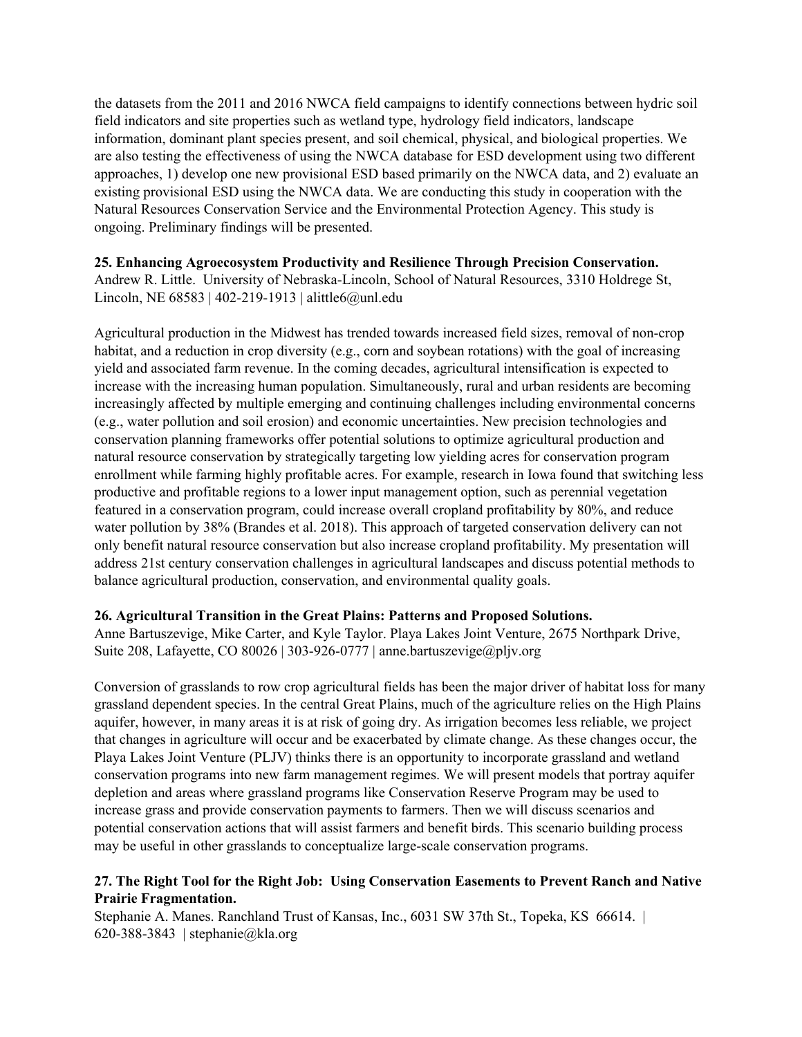the datasets from the 2011 and 2016 NWCA field campaigns to identify connections between hydric soil field indicators and site properties such as wetland type, hydrology field indicators, landscape information, dominant plant species present, and soil chemical, physical, and biological properties. We are also testing the effectiveness of using the NWCA database for ESD development using two different approaches, 1) develop one new provisional ESD based primarily on the NWCA data, and 2) evaluate an existing provisional ESD using the NWCA data. We are conducting this study in cooperation with the Natural Resources Conservation Service and the Environmental Protection Agency. This study is ongoing. Preliminary findings will be presented.

**25. Enhancing Agroecosystem Productivity and Resilience Through Precision Conservation.**
Andrew R. Little. University of Nebraska-Lincoln, School of Natural Resources, 3310 Holdrege St, Lincoln, NE 68583 | 402-219-1913 | alittle6@unl.edu

Agricultural production in the Midwest has trended towards increased field sizes, removal of non-crop habitat, and a reduction in crop diversity (e.g., corn and soybean rotations) with the goal of increasing yield and associated farm revenue. In the coming decades, agricultural intensification is expected to increase with the increasing human population. Simultaneously, rural and urban residents are becoming increasingly affected by multiple emerging and continuing challenges including environmental concerns (e.g., water pollution and soil erosion) and economic uncertainties. New precision technologies and conservation planning frameworks offer potential solutions to optimize agricultural production and natural resource conservation by strategically targeting low yielding acres for conservation program enrollment while farming highly profitable acres. For example, research in Iowa found that switching less productive and profitable regions to a lower input management option, such as perennial vegetation featured in a conservation program, could increase overall cropland profitability by 80%, and reduce water pollution by 38% (Brandes et al. 2018). This approach of targeted conservation delivery can not only benefit natural resource conservation but also increase cropland profitability. My presentation will address 21st century conservation challenges in agricultural landscapes and discuss potential methods to balance agricultural production, conservation, and environmental quality goals.

**26. Agricultural Transition in the Great Plains: Patterns and Proposed Solutions.**
Anne Bartuszevige, Mike Carter, and Kyle Taylor. Playa Lakes Joint Venture, 2675 Northpark Drive, Suite 208, Lafayette, CO 80026 | 303-926-0777 | anne.bartuszevige@pljv.org

Conversion of grasslands to row crop agricultural fields has been the major driver of habitat loss for many grassland dependent species. In the central Great Plains, much of the agriculture relies on the High Plains aquifer, however, in many areas it is at risk of going dry. As irrigation becomes less reliable, we project that changes in agriculture will occur and be exacerbated by climate change. As these changes occur, the Playa Lakes Joint Venture (PLJV) thinks there is an opportunity to incorporate grassland and wetland conservation programs into new farm management regimes. We will present models that portray aquifer depletion and areas where grassland programs like Conservation Reserve Program may be used to increase grass and provide conservation payments to farmers. Then we will discuss scenarios and potential conservation actions that will assist farmers and benefit birds. This scenario building process may be useful in other grasslands to conceptualize large-scale conservation programs.

**27. The Right Tool for the Right Job: Using Conservation Easements to Prevent Ranch and Native Prairie Fragmentation.**
Stephanie A. Manes. Ranchland Trust of Kansas, Inc., 6031 SW 37th St., Topeka, KS 66614. | 620-388-3843 | stephanie@kla.org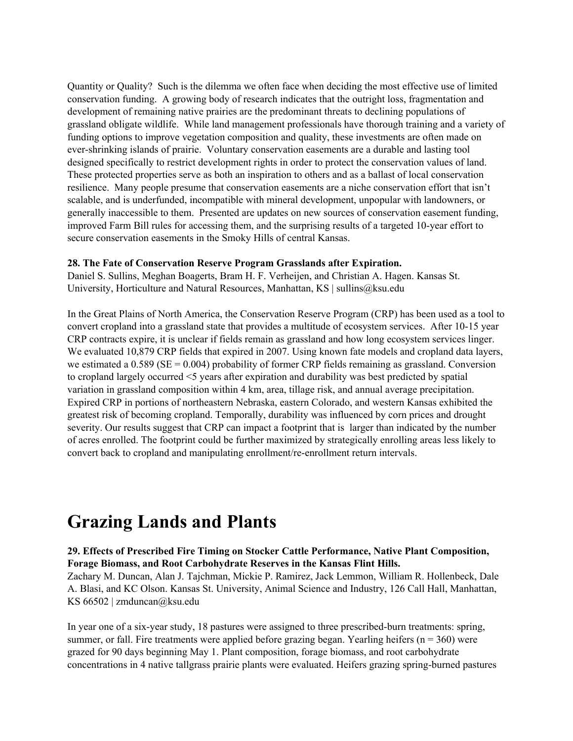Quantity or Quality? Such is the dilemma we often face when deciding the most effective use of limited conservation funding. A growing body of research indicates that the outright loss, fragmentation and development of remaining native prairies are the predominant threats to declining populations of grassland obligate wildlife. While land management professionals have thorough training and a variety of funding options to improve vegetation composition and quality, these investments are often made on ever-shrinking islands of prairie. Voluntary conservation easements are a durable and lasting tool designed specifically to restrict development rights in order to protect the conservation values of land. These protected properties serve as both an inspiration to others and as a ballast of local conservation resilience. Many people presume that conservation easements are a niche conservation effort that isn't scalable, and is underfunded, incompatible with mineral development, unpopular with landowners, or generally inaccessible to them. Presented are updates on new sources of conservation easement funding, improved Farm Bill rules for accessing them, and the surprising results of a targeted 10-year effort to secure conservation easements in the Smoky Hills of central Kansas.

**28. The Fate of Conservation Reserve Program Grasslands after Expiration.**
Daniel S. Sullins, Meghan Boagerts, Bram H. F. Verheijen, and Christian A. Hagen. Kansas St. University, Horticulture and Natural Resources, Manhattan, KS | sullins@ksu.edu

In the Great Plains of North America, the Conservation Reserve Program (CRP) has been used as a tool to convert cropland into a grassland state that provides a multitude of ecosystem services. After 10-15 year CRP contracts expire, it is unclear if fields remain as grassland and how long ecosystem services linger. We evaluated 10,879 CRP fields that expired in 2007. Using known fate models and cropland data layers, we estimated a 0.589 (SE = 0.004) probability of former CRP fields remaining as grassland. Conversion to cropland largely occurred <5 years after expiration and durability was best predicted by spatial variation in grassland composition within 4 km, area, tillage risk, and annual average precipitation. Expired CRP in portions of northeastern Nebraska, eastern Colorado, and western Kansas exhibited the greatest risk of becoming cropland. Temporally, durability was influenced by corn prices and drought severity. Our results suggest that CRP can impact a footprint that is larger than indicated by the number of acres enrolled. The footprint could be further maximized by strategically enrolling areas less likely to convert back to cropland and manipulating enrollment/re-enrollment return intervals.

# Grazing Lands and Plants

**29. Effects of Prescribed Fire Timing on Stocker Cattle Performance, Native Plant Composition, Forage Biomass, and Root Carbohydrate Reserves in the Kansas Flint Hills.**
Zachary M. Duncan, Alan J. Tajchman, Mickie P. Ramirez, Jack Lemmon, William R. Hollenbeck, Dale A. Blasi, and KC Olson. Kansas St. University, Animal Science and Industry, 126 Call Hall, Manhattan, KS 66502 | zmduncan@ksu.edu

In year one of a six-year study, 18 pastures were assigned to three prescribed-burn treatments: spring, summer, or fall. Fire treatments were applied before grazing began. Yearling heifers (n = 360) were grazed for 90 days beginning May 1. Plant composition, forage biomass, and root carbohydrate concentrations in 4 native tallgrass prairie plants were evaluated. Heifers grazing spring-burned pastures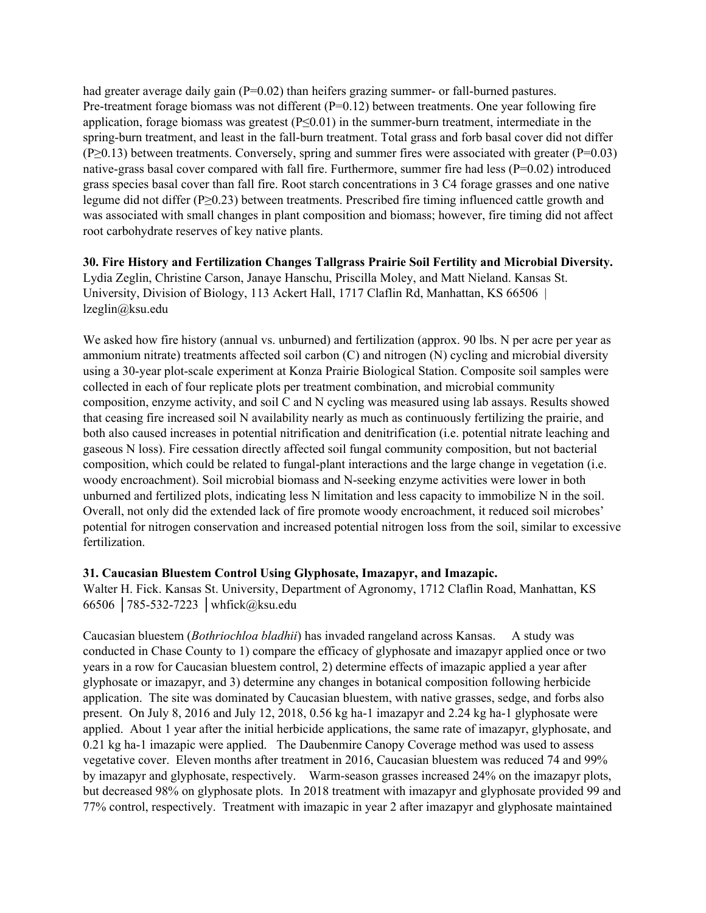had greater average daily gain ($P=0.02$) than heifers grazing summer- or fall-burned pastures. Pre-treatment forage biomass was not different ($P=0.12$) between treatments. One year following fire application, forage biomass was greatest ($P \leq 0.01$) in the summer-burn treatment, intermediate in the spring-burn treatment, and least in the fall-burn treatment. Total grass and forb basal cover did not differ ($P \geq 0.13$) between treatments. Conversely, spring and summer fires were associated with greater ($P=0.03$) native-grass basal cover compared with fall fire. Furthermore, summer fire had less ($P=0.02$) introduced grass species basal cover than fall fire. Root starch concentrations in 3 $C_4$ forage grasses and one native legume did not differ ($P \geq 0.23$) between treatments. Prescribed fire timing influenced cattle growth and was associated with small changes in plant composition and biomass; however, fire timing did not affect root carbohydrate reserves of key native plants.

**30. Fire History and Fertilization Changes Tallgrass Prairie Soil Fertility and Microbial Diversity.**
Lydia Zeglin, Christine Carson, Janaye Hanschu, Priscilla Moley, and Matt Nieland. Kansas St. University, Division of Biology, 113 Ackert Hall, 1717 Claflin Rd, Manhattan, KS 66506 | lzeglin@ksu.edu

We asked how fire history (annual vs. unburned) and fertilization (approx. 90 lbs. N per acre per year as ammonium nitrate) treatments affected soil carbon (C) and nitrogen (N) cycling and microbial diversity using a 30-year plot-scale experiment at Konza Prairie Biological Station. Composite soil samples were collected in each of four replicate plots per treatment combination, and microbial community composition, enzyme activity, and soil C and N cycling was measured using lab assays. Results showed that ceasing fire increased soil N availability nearly as much as continuously fertilizing the prairie, and both also caused increases in potential nitrification and denitrification (i.e. potential nitrate leaching and gaseous N loss). Fire cessation directly affected soil fungal community composition, but not bacterial composition, which could be related to fungal-plant interactions and the large change in vegetation (i.e. woody encroachment). Soil microbial biomass and N-seeking enzyme activities were lower in both unburned and fertilized plots, indicating less N limitation and less capacity to immobilize N in the soil. Overall, not only did the extended lack of fire promote woody encroachment, it reduced soil microbes' potential for nitrogen conservation and increased potential nitrogen loss from the soil, similar to excessive fertilization.

**31. Caucasian Bluestem Control Using Glyphosate, Imazapyr, and Imazapic.**
Walter H. Fick. Kansas St. University, Department of Agronomy, 1712 Claflin Road, Manhattan, KS 66506 │785-532-7223 │whfick@ksu.edu

Caucasian bluestem (*Bothriochloa bladhii*) has invaded rangeland across Kansas. A study was conducted in Chase County to 1) compare the efficacy of glyphosate and imazapyr applied once or two years in a row for Caucasian bluestem control, 2) determine effects of imazapic applied a year after glyphosate or imazapyr, and 3) determine any changes in botanical composition following herbicide application. The site was dominated by Caucasian bluestem, with native grasses, sedge, and forbs also present. On July 8, 2016 and July 12, 2018, 0.56 kg ha-1 imazapyr and 2.24 kg ha-1 glyphosate were applied. About 1 year after the initial herbicide applications, the same rate of imazapyr, glyphosate, and 0.21 kg ha-1 imazapic were applied. The Daubenmire Canopy Coverage method was used to assess vegetative cover. Eleven months after treatment in 2016, Caucasian bluestem was reduced 74 and 99% by imazapyr and glyphosate, respectively. Warm-season grasses increased 24% on the imazapyr plots, but decreased 98% on glyphosate plots. In 2018 treatment with imazapyr and glyphosate provided 99 and 77% control, respectively. Treatment with imazapic in year 2 after imazapyr and glyphosate maintained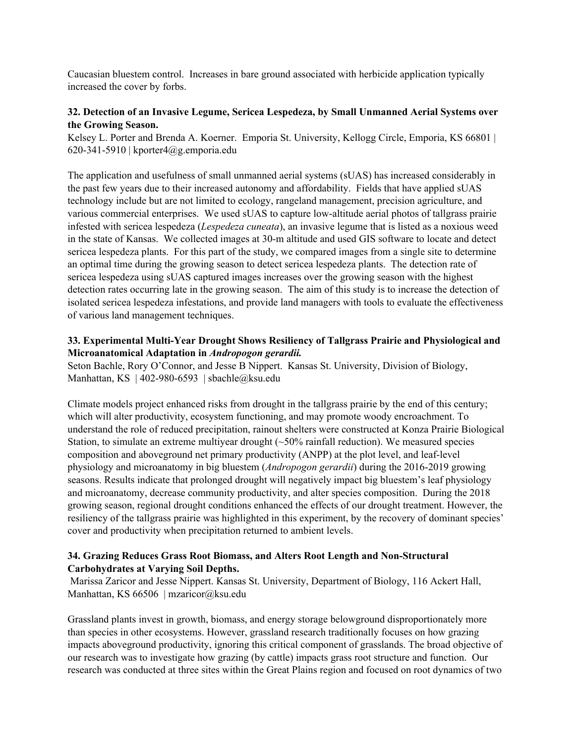Caucasian bluestem control. Increases in bare ground associated with herbicide application typically increased the cover by forbs.

**32. Detection of an Invasive Legume, Sericea Lespedeza, by Small Unmanned Aerial Systems over the Growing Season.**

Kelsey L. Porter and Brenda A. Koerner. Emporia St. University, Kellogg Circle, Emporia, KS 66801 | 620-341-5910 | kporter4@g.emporia.edu

The application and usefulness of small unmanned aerial systems (sUAS) has increased considerably in the past few years due to their increased autonomy and affordability. Fields that have applied sUAS technology include but are not limited to ecology, rangeland management, precision agriculture, and various commercial enterprises. We used sUAS to capture low-altitude aerial photos of tallgrass prairie infested with sericea lespedeza (*Lespedeza cuneata*), an invasive legume that is listed as a noxious weed in the state of Kansas. We collected images at 30-m altitude and used GIS software to locate and detect sericea lespedeza plants. For this part of the study, we compared images from a single site to determine an optimal time during the growing season to detect sericea lespedeza plants. The detection rate of sericea lespedeza using sUAS captured images increases over the growing season with the highest detection rates occurring late in the growing season. The aim of this study is to increase the detection of isolated sericea lespedeza infestations, and provide land managers with tools to evaluate the effectiveness of various land management techniques.

**33. Experimental Multi-Year Drought Shows Resiliency of Tallgrass Prairie and Physiological and Microanatomical Adaptation in *Andropogon gerardii.***

Seton Bachle, Rory O'Connor, and Jesse B Nippert. Kansas St. University, Division of Biology, Manhattan, KS | 402-980-6593 | sbachle@ksu.edu

Climate models project enhanced risks from drought in the tallgrass prairie by the end of this century; which will alter productivity, ecosystem functioning, and may promote woody encroachment. To understand the role of reduced precipitation, rainout shelters were constructed at Konza Prairie Biological Station, to simulate an extreme multiyear drought (~50% rainfall reduction). We measured species composition and aboveground net primary productivity (ANPP) at the plot level, and leaf-level physiology and microanatomy in big bluestem (*Andropogon gerardii*) during the 2016-2019 growing seasons. Results indicate that prolonged drought will negatively impact big bluestem's leaf physiology and microanatomy, decrease community productivity, and alter species composition. During the 2018 growing season, regional drought conditions enhanced the effects of our drought treatment. However, the resiliency of the tallgrass prairie was highlighted in this experiment, by the recovery of dominant species' cover and productivity when precipitation returned to ambient levels.

**34. Grazing Reduces Grass Root Biomass, and Alters Root Length and Non-Structural Carbohydrates at Varying Soil Depths.**

Marissa Zaricor and Jesse Nippert. Kansas St. University, Department of Biology, 116 Ackert Hall, Manhattan, KS 66506 | mzaricor@ksu.edu

Grassland plants invest in growth, biomass, and energy storage belowground disproportionately more than species in other ecosystems. However, grassland research traditionally focuses on how grazing impacts aboveground productivity, ignoring this critical component of grasslands. The broad objective of our research was to investigate how grazing (by cattle) impacts grass root structure and function. Our research was conducted at three sites within the Great Plains region and focused on root dynamics of two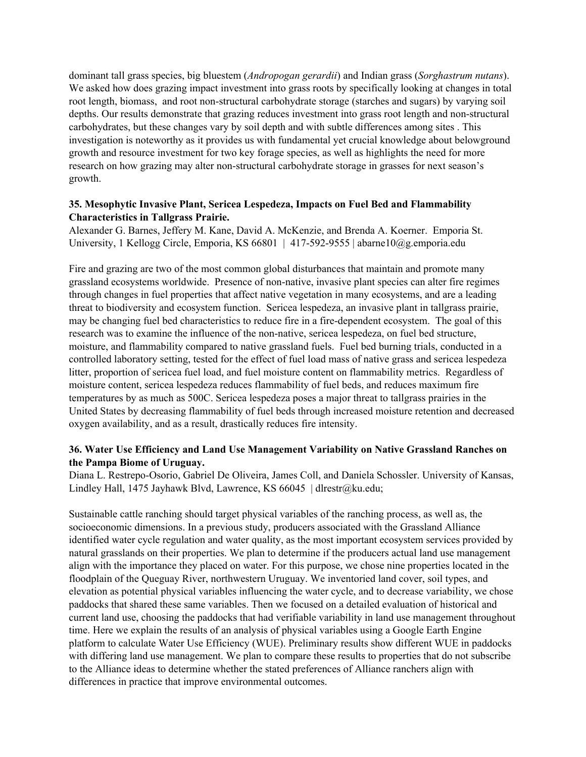dominant tall grass species, big bluestem (*Andropogan gerardii*) and Indian grass (*Sorghastrum nutans*). We asked how does grazing impact investment into grass roots by specifically looking at changes in total root length, biomass, and root non-structural carbohydrate storage (starches and sugars) by varying soil depths. Our results demonstrate that grazing reduces investment into grass root length and non-structural carbohydrates, but these changes vary by soil depth and with subtle differences among sites . This investigation is noteworthy as it provides us with fundamental yet crucial knowledge about belowground growth and resource investment for two key forage species, as well as highlights the need for more research on how grazing may alter non-structural carbohydrate storage in grasses for next season's growth.

### 35. Mesophytic Invasive Plant, Sericea Lespedeza, Impacts on Fuel Bed and Flammability Characteristics in Tallgrass Prairie.

Alexander G. Barnes, Jeffery M. Kane, David A. McKenzie, and Brenda A. Koerner. Emporia St. University, 1 Kellogg Circle, Emporia, KS 66801 | 417-592-9555 | abarne10@g.emporia.edu

Fire and grazing are two of the most common global disturbances that maintain and promote many grassland ecosystems worldwide. Presence of non-native, invasive plant species can alter fire regimes through changes in fuel properties that affect native vegetation in many ecosystems, and are a leading threat to biodiversity and ecosystem function. Sericea lespedeza, an invasive plant in tallgrass prairie, may be changing fuel bed characteristics to reduce fire in a fire-dependent ecosystem. The goal of this research was to examine the influence of the non-native, sericea lespedeza, on fuel bed structure, moisture, and flammability compared to native grassland fuels. Fuel bed burning trials, conducted in a controlled laboratory setting, tested for the effect of fuel load mass of native grass and sericea lespedeza litter, proportion of sericea fuel load, and fuel moisture content on flammability metrics. Regardless of moisture content, sericea lespedeza reduces flammability of fuel beds, and reduces maximum fire temperatures by as much as 500C. Sericea lespedeza poses a major threat to tallgrass prairies in the United States by decreasing flammability of fuel beds through increased moisture retention and decreased oxygen availability, and as a result, drastically reduces fire intensity.

### 36. Water Use Efficiency and Land Use Management Variability on Native Grassland Ranches on the Pampa Biome of Uruguay.

Diana L. Restrepo-Osorio, Gabriel De Oliveira, James Coll, and Daniela Schossler. University of Kansas, Lindley Hall, 1475 Jayhawk Blvd, Lawrence, KS 66045 | dlrestr@ku.edu;

Sustainable cattle ranching should target physical variables of the ranching process, as well as, the socioeconomic dimensions. In a previous study, producers associated with the Grassland Alliance identified water cycle regulation and water quality, as the most important ecosystem services provided by natural grasslands on their properties. We plan to determine if the producers actual land use management align with the importance they placed on water. For this purpose, we chose nine properties located in the floodplain of the Queguay River, northwestern Uruguay. We inventoried land cover, soil types, and elevation as potential physical variables influencing the water cycle, and to decrease variability, we chose paddocks that shared these same variables. Then we focused on a detailed evaluation of historical and current land use, choosing the paddocks that had verifiable variability in land use management throughout time. Here we explain the results of an analysis of physical variables using a Google Earth Engine platform to calculate Water Use Efficiency (WUE). Preliminary results show different WUE in paddocks with differing land use management. We plan to compare these results to properties that do not subscribe to the Alliance ideas to determine whether the stated preferences of Alliance ranchers align with differences in practice that improve environmental outcomes.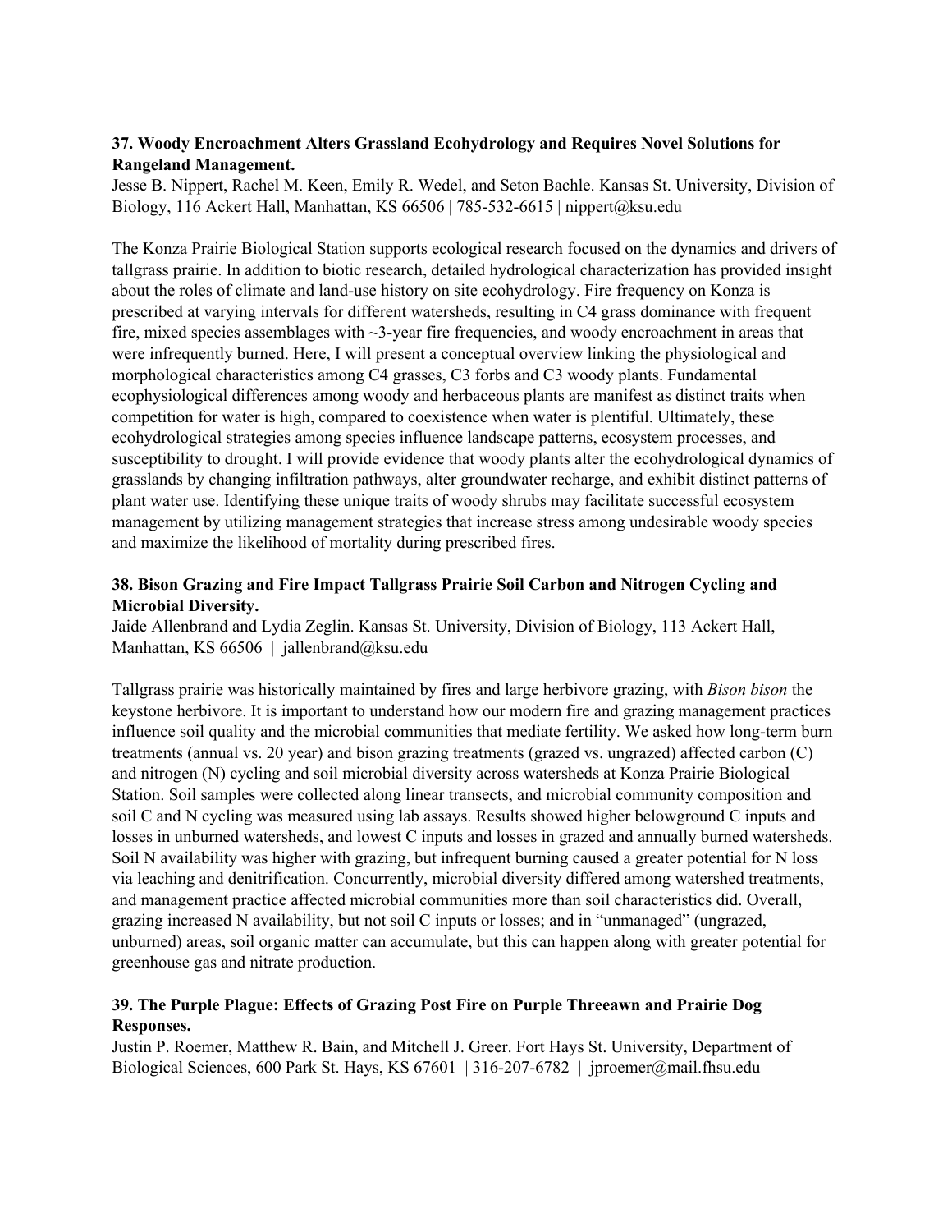**37. Woody Encroachment Alters Grassland Ecohydrology and Requires Novel Solutions for Rangeland Management.**

Jesse B. Nippert, Rachel M. Keen, Emily R. Wedel, and Seton Bachle. Kansas St. University, Division of Biology, 116 Ackert Hall, Manhattan, KS 66506 | 785-532-6615 | nippert@ksu.edu

The Konza Prairie Biological Station supports ecological research focused on the dynamics and drivers of tallgrass prairie. In addition to biotic research, detailed hydrological characterization has provided insight about the roles of climate and land-use history on site ecohydrology. Fire frequency on Konza is prescribed at varying intervals for different watersheds, resulting in C4 grass dominance with frequent fire, mixed species assemblages with ~3-year fire frequencies, and woody encroachment in areas that were infrequently burned. Here, I will present a conceptual overview linking the physiological and morphological characteristics among C4 grasses, C3 forbs and C3 woody plants. Fundamental ecophysiological differences among woody and herbaceous plants are manifest as distinct traits when competition for water is high, compared to coexistence when water is plentiful. Ultimately, these ecohydrological strategies among species influence landscape patterns, ecosystem processes, and susceptibility to drought. I will provide evidence that woody plants alter the ecohydrological dynamics of grasslands by changing infiltration pathways, alter groundwater recharge, and exhibit distinct patterns of plant water use. Identifying these unique traits of woody shrubs may facilitate successful ecosystem management by utilizing management strategies that increase stress among undesirable woody species and maximize the likelihood of mortality during prescribed fires.

**38. Bison Grazing and Fire Impact Tallgrass Prairie Soil Carbon and Nitrogen Cycling and Microbial Diversity.**

Jaide Allenbrand and Lydia Zeglin. Kansas St. University, Division of Biology, 113 Ackert Hall, Manhattan, KS 66506 | jallenbrand@ksu.edu

Tallgrass prairie was historically maintained by fires and large herbivore grazing, with *Bison bison* the keystone herbivore. It is important to understand how our modern fire and grazing management practices influence soil quality and the microbial communities that mediate fertility. We asked how long-term burn treatments (annual vs. 20 year) and bison grazing treatments (grazed vs. ungrazed) affected carbon (C) and nitrogen (N) cycling and soil microbial diversity across watersheds at Konza Prairie Biological Station. Soil samples were collected along linear transects, and microbial community composition and soil C and N cycling was measured using lab assays. Results showed higher belowground C inputs and losses in unburned watersheds, and lowest C inputs and losses in grazed and annually burned watersheds. Soil N availability was higher with grazing, but infrequent burning caused a greater potential for N loss via leaching and denitrification. Concurrently, microbial diversity differed among watershed treatments, and management practice affected microbial communities more than soil characteristics did. Overall, grazing increased N availability, but not soil C inputs or losses; and in "unmanaged" (ungrazed, unburned) areas, soil organic matter can accumulate, but this can happen along with greater potential for greenhouse gas and nitrate production.

**39. The Purple Plague: Effects of Grazing Post Fire on Purple Threeawn and Prairie Dog Responses.**

Justin P. Roemer, Matthew R. Bain, and Mitchell J. Greer. Fort Hays St. University, Department of Biological Sciences, 600 Park St. Hays, KS 67601 | 316-207-6782 | jproemer@mail.fhsu.edu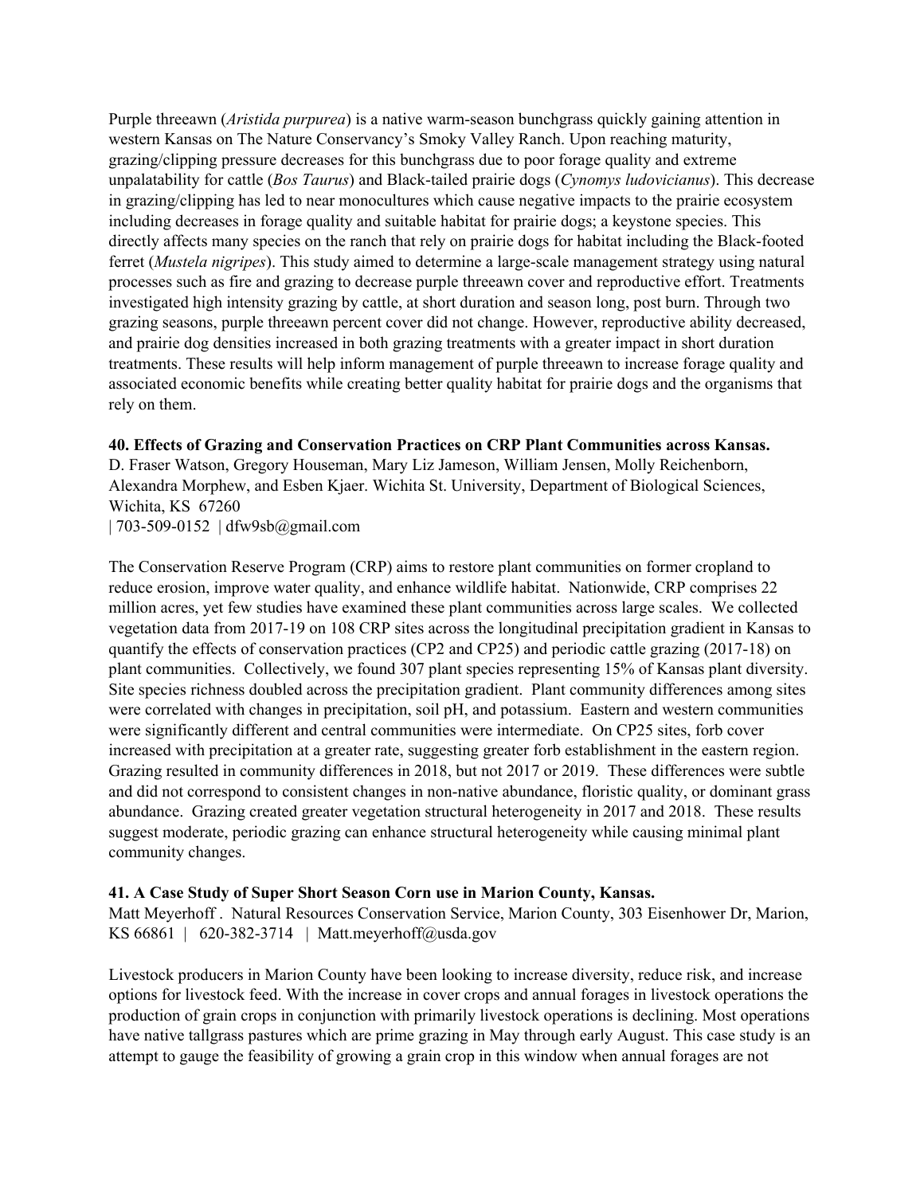Purple threeawn (*Aristida purpurea*) is a native warm-season bunchgrass quickly gaining attention in western Kansas on The Nature Conservancy's Smoky Valley Ranch. Upon reaching maturity, grazing/clipping pressure decreases for this bunchgrass due to poor forage quality and extreme unpalatability for cattle (*Bos Taurus*) and Black-tailed prairie dogs (*Cynomys ludovicianus*). This decrease in grazing/clipping has led to near monocultures which cause negative impacts to the prairie ecosystem including decreases in forage quality and suitable habitat for prairie dogs; a keystone species. This directly affects many species on the ranch that rely on prairie dogs for habitat including the Black-footed ferret (*Mustela nigripes*). This study aimed to determine a large-scale management strategy using natural processes such as fire and grazing to decrease purple threeawn cover and reproductive effort. Treatments investigated high intensity grazing by cattle, at short duration and season long, post burn. Through two grazing seasons, purple threeawn percent cover did not change. However, reproductive ability decreased, and prairie dog densities increased in both grazing treatments with a greater impact in short duration treatments. These results will help inform management of purple threeawn to increase forage quality and associated economic benefits while creating better quality habitat for prairie dogs and the organisms that rely on them.

**40. Effects of Grazing and Conservation Practices on CRP Plant Communities across Kansas.**
D. Fraser Watson, Gregory Houseman, Mary Liz Jameson, William Jensen, Molly Reichenborn, Alexandra Morphew, and Esben Kjaer. Wichita St. University, Department of Biological Sciences, Wichita, KS 67260
| 703-509-0152 | dfw9sb@gmail.com

The Conservation Reserve Program (CRP) aims to restore plant communities on former cropland to reduce erosion, improve water quality, and enhance wildlife habitat. Nationwide, CRP comprises 22 million acres, yet few studies have examined these plant communities across large scales. We collected vegetation data from 2017-19 on 108 CRP sites across the longitudinal precipitation gradient in Kansas to quantify the effects of conservation practices (CP2 and CP25) and periodic cattle grazing (2017-18) on plant communities. Collectively, we found 307 plant species representing 15% of Kansas plant diversity. Site species richness doubled across the precipitation gradient. Plant community differences among sites were correlated with changes in precipitation, soil pH, and potassium. Eastern and western communities were significantly different and central communities were intermediate. On CP25 sites, forb cover increased with precipitation at a greater rate, suggesting greater forb establishment in the eastern region. Grazing resulted in community differences in 2018, but not 2017 or 2019. These differences were subtle and did not correspond to consistent changes in non-native abundance, floristic quality, or dominant grass abundance. Grazing created greater vegetation structural heterogeneity in 2017 and 2018. These results suggest moderate, periodic grazing can enhance structural heterogeneity while causing minimal plant community changes.

**41. A Case Study of Super Short Season Corn use in Marion County, Kansas.**
Matt Meyerhoff . Natural Resources Conservation Service, Marion County, 303 Eisenhower Dr, Marion, KS 66861 | 620-382-3714 | Matt.meyerhoff@usda.gov

Livestock producers in Marion County have been looking to increase diversity, reduce risk, and increase options for livestock feed. With the increase in cover crops and annual forages in livestock operations the production of grain crops in conjunction with primarily livestock operations is declining. Most operations have native tallgrass pastures which are prime grazing in May through early August. This case study is an attempt to gauge the feasibility of growing a grain crop in this window when annual forages are not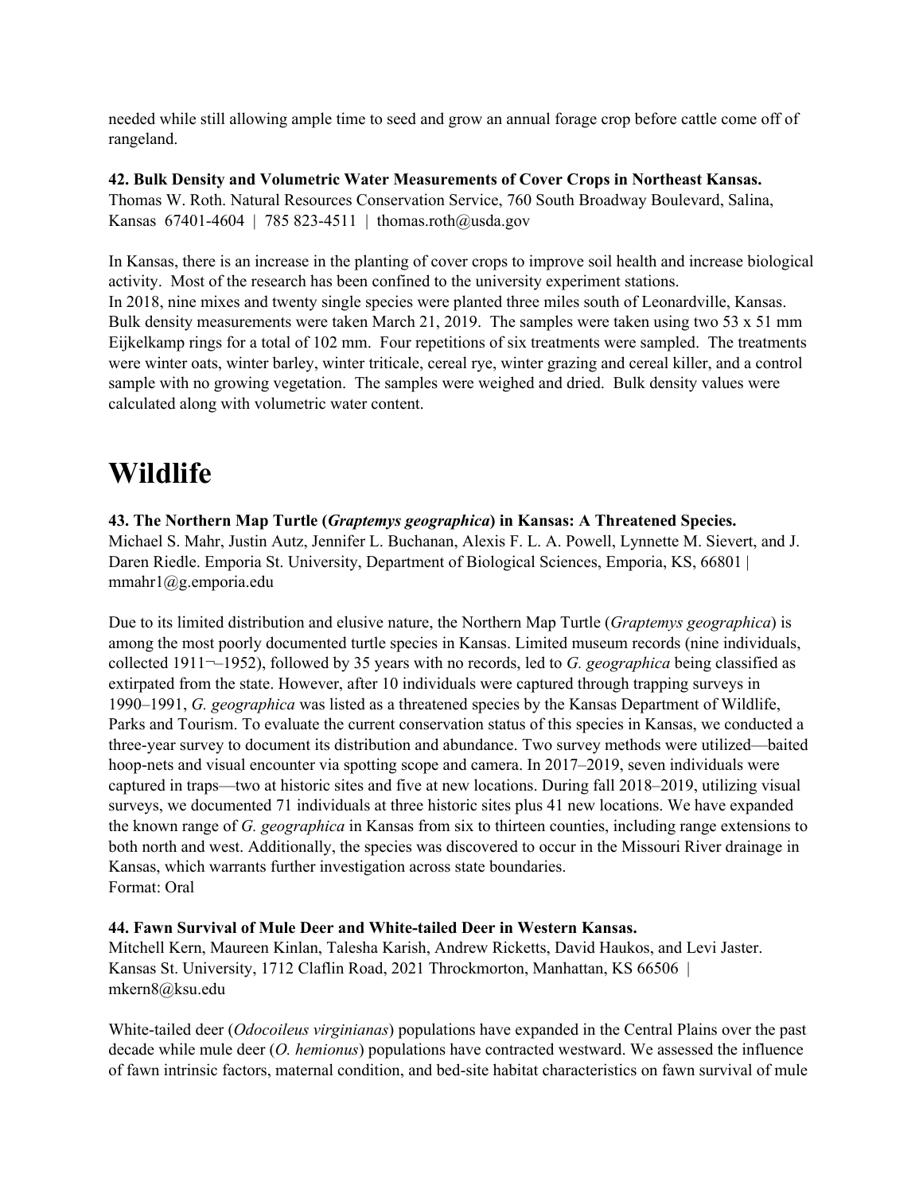needed while still allowing ample time to seed and grow an annual forage crop before cattle come off of rangeland.

**42. Bulk Density and Volumetric Water Measurements of Cover Crops in Northeast Kansas.**
Thomas W. Roth. Natural Resources Conservation Service, 760 South Broadway Boulevard, Salina, Kansas 67401-4604 | 785 823-4511 | thomas.roth@usda.gov

In Kansas, there is an increase in the planting of cover crops to improve soil health and increase biological activity. Most of the research has been confined to the university experiment stations.
In 2018, nine mixes and twenty single species were planted three miles south of Leonardville, Kansas. Bulk density measurements were taken March 21, 2019. The samples were taken using two 53 x 51 mm Eijkelkamp rings for a total of 102 mm. Four repetitions of six treatments were sampled. The treatments were winter oats, winter barley, winter triticale, cereal rye, winter grazing and cereal killer, and a control sample with no growing vegetation. The samples were weighed and dried. Bulk density values were calculated along with volumetric water content.

# Wildlife

**43. The Northern Map Turtle (*Graptemys geographica*) in Kansas: A Threatened Species.**
Michael S. Mahr, Justin Autz, Jennifer L. Buchanan, Alexis F. L. A. Powell, Lynnette M. Sievert, and J. Daren Riedle. Emporia St. University, Department of Biological Sciences, Emporia, KS, 66801 | mmahr1@g.emporia.edu

Due to its limited distribution and elusive nature, the Northern Map Turtle (*Graptemys geographica*) is among the most poorly documented turtle species in Kansas. Limited museum records (nine individuals, collected 1911¬–1952), followed by 35 years with no records, led to *G. geographica* being classified as extirpated from the state. However, after 10 individuals were captured through trapping surveys in 1990–1991, *G. geographica* was listed as a threatened species by the Kansas Department of Wildlife, Parks and Tourism. To evaluate the current conservation status of this species in Kansas, we conducted a three-year survey to document its distribution and abundance. Two survey methods were utilized—baited hoop-nets and visual encounter via spotting scope and camera. In 2017–2019, seven individuals were captured in traps—two at historic sites and five at new locations. During fall 2018–2019, utilizing visual surveys, we documented 71 individuals at three historic sites plus 41 new locations. We have expanded the known range of *G. geographica* in Kansas from six to thirteen counties, including range extensions to both north and west. Additionally, the species was discovered to occur in the Missouri River drainage in Kansas, which warrants further investigation across state boundaries.
Format: Oral

**44. Fawn Survival of Mule Deer and White-tailed Deer in Western Kansas.**
Mitchell Kern, Maureen Kinlan, Talesha Karish, Andrew Ricketts, David Haukos, and Levi Jaster. Kansas St. University, 1712 Claflin Road, 2021 Throckmorton, Manhattan, KS 66506 | mkern8@ksu.edu

White-tailed deer (*Odocoileus virginianas*) populations have expanded in the Central Plains over the past decade while mule deer (*O. hemionus*) populations have contracted westward. We assessed the influence of fawn intrinsic factors, maternal condition, and bed-site habitat characteristics on fawn survival of mule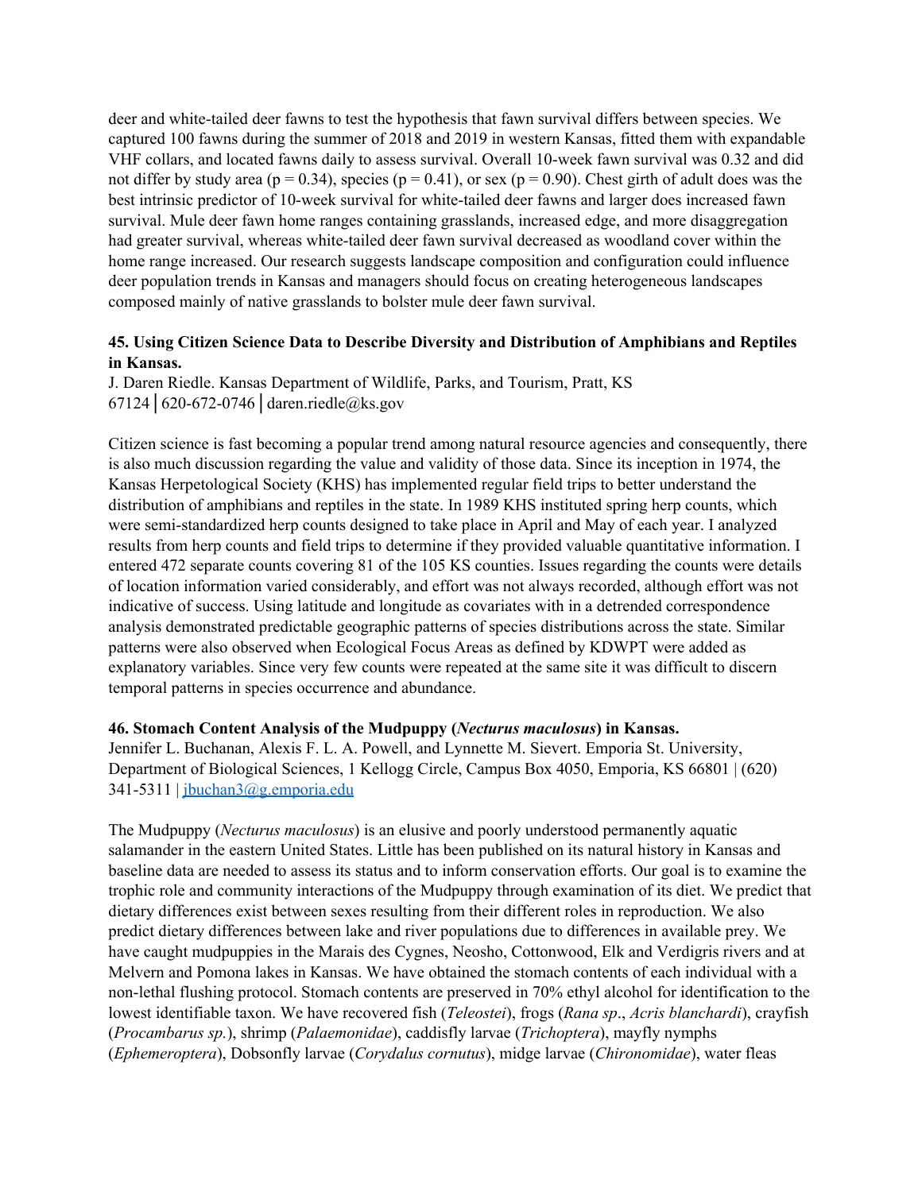deer and white-tailed deer fawns to test the hypothesis that fawn survival differs between species. We captured 100 fawns during the summer of 2018 and 2019 in western Kansas, fitted them with expandable VHF collars, and located fawns daily to assess survival. Overall 10-week fawn survival was 0.32 and did not differ by study area ($p = 0.34$), species ($p = 0.41$), or sex ($p = 0.90$). Chest girth of adult does was the best intrinsic predictor of 10-week survival for white-tailed deer fawns and larger does increased fawn survival. Mule deer fawn home ranges containing grasslands, increased edge, and more disaggregation had greater survival, whereas white-tailed deer fawn survival decreased as woodland cover within the home range increased. Our research suggests landscape composition and configuration could influence deer population trends in Kansas and managers should focus on creating heterogeneous landscapes composed mainly of native grasslands to bolster mule deer fawn survival.

**45. Using Citizen Science Data to Describe Diversity and Distribution of Amphibians and Reptiles in Kansas.**

J. Daren Riedle. Kansas Department of Wildlife, Parks, and Tourism, Pratt, KS 67124 ┃620-672-0746┃daren.riedle@ks.gov

Citizen science is fast becoming a popular trend among natural resource agencies and consequently, there is also much discussion regarding the value and validity of those data. Since its inception in 1974, the Kansas Herpetological Society (KHS) has implemented regular field trips to better understand the distribution of amphibians and reptiles in the state. In 1989 KHS instituted spring herp counts, which were semi-standardized herp counts designed to take place in April and May of each year. I analyzed results from herp counts and field trips to determine if they provided valuable quantitative information. I entered 472 separate counts covering 81 of the 105 KS counties. Issues regarding the counts were details of location information varied considerably, and effort was not always recorded, although effort was not indicative of success. Using latitude and longitude as covariates with in a detrended correspondence analysis demonstrated predictable geographic patterns of species distributions across the state. Similar patterns were also observed when Ecological Focus Areas as defined by KDWPT were added as explanatory variables. Since very few counts were repeated at the same site it was difficult to discern temporal patterns in species occurrence and abundance.

**46. Stomach Content Analysis of the Mudpuppy (*Necturus maculosus*) in Kansas.**

Jennifer L. Buchanan, Alexis F. L. A. Powell, and Lynnette M. Sievert. Emporia St. University, Department of Biological Sciences, 1 Kellogg Circle, Campus Box 4050, Emporia, KS 66801 | (620) 341-5311 | jbuchan3@g.emporia.edu

The Mudpuppy (*Necturus maculosus*) is an elusive and poorly understood permanently aquatic salamander in the eastern United States. Little has been published on its natural history in Kansas and baseline data are needed to assess its status and to inform conservation efforts. Our goal is to examine the trophic role and community interactions of the Mudpuppy through examination of its diet. We predict that dietary differences exist between sexes resulting from their different roles in reproduction. We also predict dietary differences between lake and river populations due to differences in available prey. We have caught mudpuppies in the Marais des Cygnes, Neosho, Cottonwood, Elk and Verdigris rivers and at Melvern and Pomona lakes in Kansas. We have obtained the stomach contents of each individual with a non-lethal flushing protocol. Stomach contents are preserved in 70% ethyl alcohol for identification to the lowest identifiable taxon. We have recovered fish (*Teleostei*), frogs (*Rana sp*., *Acris blanchardi*), crayfish (*Procambarus sp.*), shrimp (*Palaemonidae*), caddisfly larvae (*Trichoptera*), mayfly nymphs (*Ephemeroptera*), Dobsonfly larvae (*Corydalus cornutus*), midge larvae (*Chironomidae*), water fleas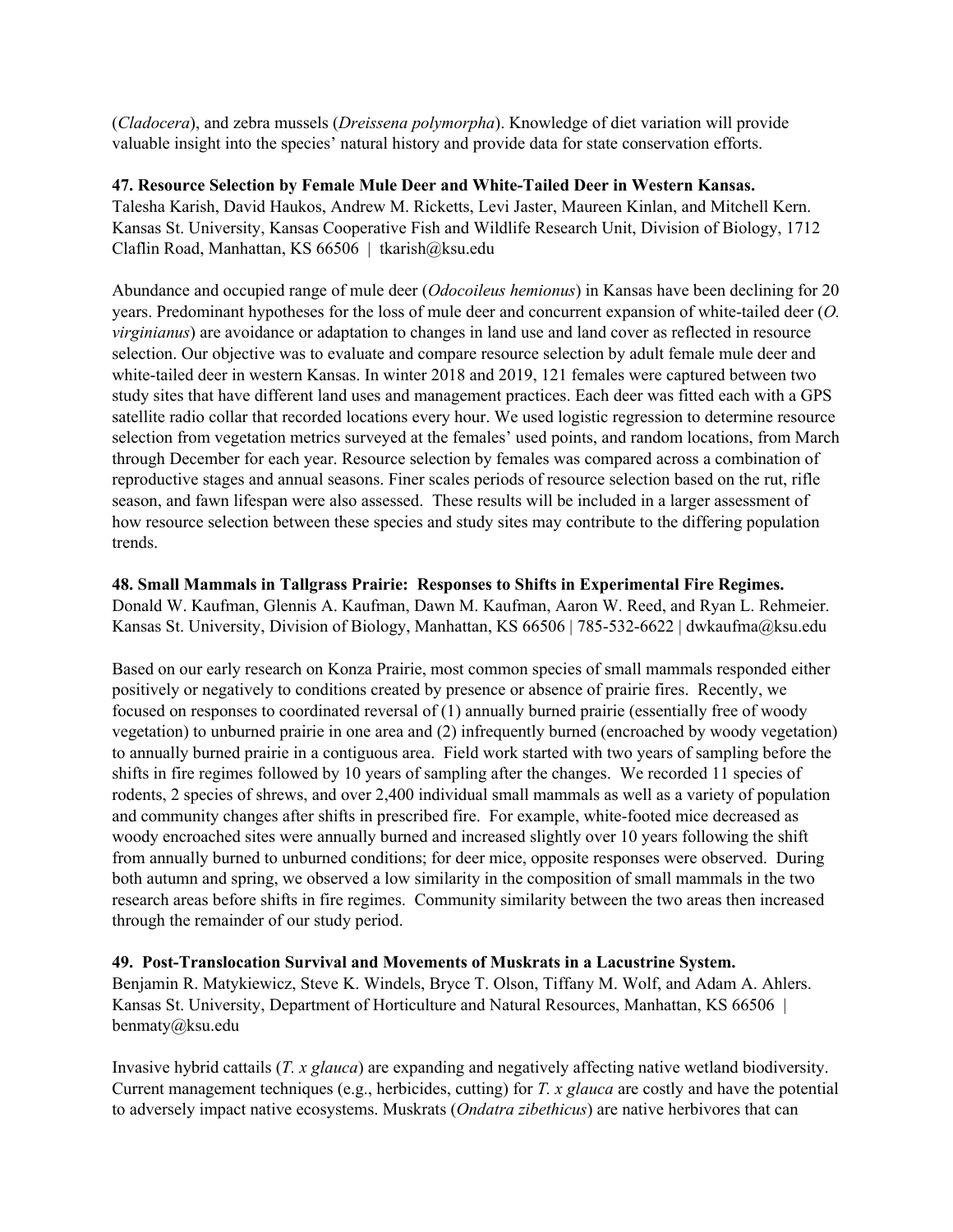(*Cladocera*), and zebra mussels (*Dreissena polymorpha*). Knowledge of diet variation will provide valuable insight into the species' natural history and provide data for state conservation efforts.

**47. Resource Selection by Female Mule Deer and White-Tailed Deer in Western Kansas.**
Talesha Karish, David Haukos, Andrew M. Ricketts, Levi Jaster, Maureen Kinlan, and Mitchell Kern. Kansas St. University, Kansas Cooperative Fish and Wildlife Research Unit, Division of Biology, 1712 Claflin Road, Manhattan, KS 66506 | tkarish@ksu.edu

Abundance and occupied range of mule deer (*Odocoileus hemionus*) in Kansas have been declining for 20 years. Predominant hypotheses for the loss of mule deer and concurrent expansion of white-tailed deer (*O. virginianus*) are avoidance or adaptation to changes in land use and land cover as reflected in resource selection. Our objective was to evaluate and compare resource selection by adult female mule deer and white-tailed deer in western Kansas. In winter 2018 and 2019, 121 females were captured between two study sites that have different land uses and management practices. Each deer was fitted each with a GPS satellite radio collar that recorded locations every hour. We used logistic regression to determine resource selection from vegetation metrics surveyed at the females' used points, and random locations, from March through December for each year. Resource selection by females was compared across a combination of reproductive stages and annual seasons. Finer scales periods of resource selection based on the rut, rifle season, and fawn lifespan were also assessed. These results will be included in a larger assessment of how resource selection between these species and study sites may contribute to the differing population trends.

**48. Small Mammals in Tallgrass Prairie: Responses to Shifts in Experimental Fire Regimes.**
Donald W. Kaufman, Glennis A. Kaufman, Dawn M. Kaufman, Aaron W. Reed, and Ryan L. Rehmeier. Kansas St. University, Division of Biology, Manhattan, KS 66506 | 785-532-6622 | dwkaufma@ksu.edu

Based on our early research on Konza Prairie, most common species of small mammals responded either positively or negatively to conditions created by presence or absence of prairie fires. Recently, we focused on responses to coordinated reversal of (1) annually burned prairie (essentially free of woody vegetation) to unburned prairie in one area and (2) infrequently burned (encroached by woody vegetation) to annually burned prairie in a contiguous area. Field work started with two years of sampling before the shifts in fire regimes followed by 10 years of sampling after the changes. We recorded 11 species of rodents, 2 species of shrews, and over 2,400 individual small mammals as well as a variety of population and community changes after shifts in prescribed fire. For example, white-footed mice decreased as woody encroached sites were annually burned and increased slightly over 10 years following the shift from annually burned to unburned conditions; for deer mice, opposite responses were observed. During both autumn and spring, we observed a low similarity in the composition of small mammals in the two research areas before shifts in fire regimes. Community similarity between the two areas then increased through the remainder of our study period.

**49. Post-Translocation Survival and Movements of Muskrats in a Lacustrine System.**
Benjamin R. Matykiewicz, Steve K. Windels, Bryce T. Olson, Tiffany M. Wolf, and Adam A. Ahlers. Kansas St. University, Department of Horticulture and Natural Resources, Manhattan, KS 66506 | benmaty@ksu.edu

Invasive hybrid cattails (*T. x glauca*) are expanding and negatively affecting native wetland biodiversity. Current management techniques (e.g., herbicides, cutting) for *T. x glauca* are costly and have the potential to adversely impact native ecosystems. Muskrats (*Ondatra zibethicus*) are native herbivores that can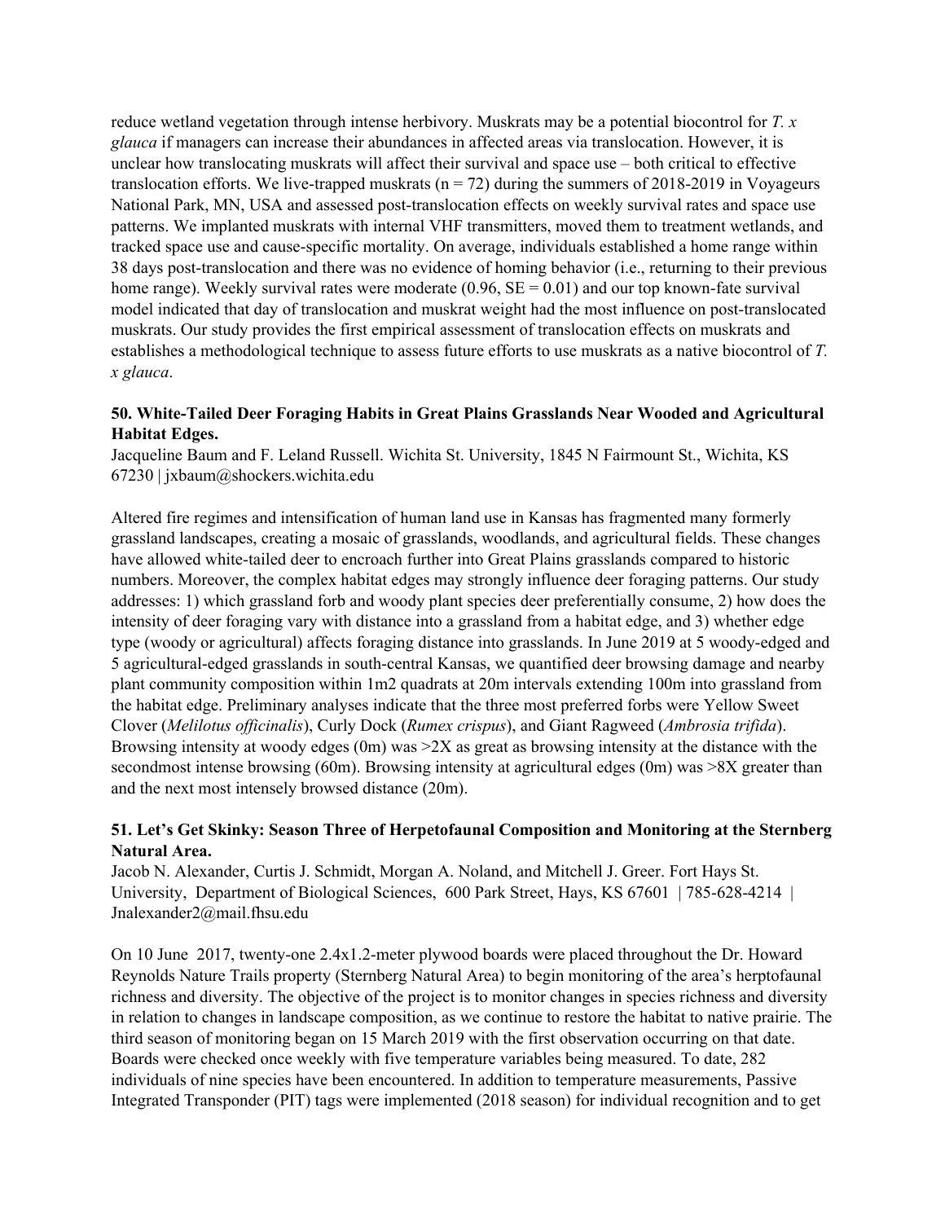reduce wetland vegetation through intense herbivory. Muskrats may be a potential biocontrol for *T. x glauca* if managers can increase their abundances in affected areas via translocation. However, it is unclear how translocating muskrats will affect their survival and space use – both critical to effective translocation efforts. We live-trapped muskrats (n = 72) during the summers of 2018-2019 in Voyageurs National Park, MN, USA and assessed post-translocation effects on weekly survival rates and space use patterns. We implanted muskrats with internal VHF transmitters, moved them to treatment wetlands, and tracked space use and cause-specific mortality. On average, individuals established a home range within 38 days post-translocation and there was no evidence of homing behavior (i.e., returning to their previous home range). Weekly survival rates were moderate (0.96, SE = 0.01) and our top known-fate survival model indicated that day of translocation and muskrat weight had the most influence on post-translocated muskrats. Our study provides the first empirical assessment of translocation effects on muskrats and establishes a methodological technique to assess future efforts to use muskrats as a native biocontrol of *T. x glauca*.

**50. White-Tailed Deer Foraging Habits in Great Plains Grasslands Near Wooded and Agricultural Habitat Edges.**

Jacqueline Baum and F. Leland Russell. Wichita St. University, 1845 N Fairmount St., Wichita, KS 67230 | jxbaum@shockers.wichita.edu

Altered fire regimes and intensification of human land use in Kansas has fragmented many formerly grassland landscapes, creating a mosaic of grasslands, woodlands, and agricultural fields. These changes have allowed white-tailed deer to encroach further into Great Plains grasslands compared to historic numbers. Moreover, the complex habitat edges may strongly influence deer foraging patterns. Our study addresses: 1) which grassland forb and woody plant species deer preferentially consume, 2) how does the intensity of deer foraging vary with distance into a grassland from a habitat edge, and 3) whether edge type (woody or agricultural) affects foraging distance into grasslands. In June 2019 at 5 woody-edged and 5 agricultural-edged grasslands in south-central Kansas, we quantified deer browsing damage and nearby plant community composition within 1m2 quadrats at 20m intervals extending 100m into grassland from the habitat edge. Preliminary analyses indicate that the three most preferred forbs were Yellow Sweet Clover (*Melilotus officinalis*), Curly Dock (*Rumex crispus*), and Giant Ragweed (*Ambrosia trifida*). Browsing intensity at woody edges (0m) was >2X as great as browsing intensity at the distance with the secondmost intense browsing (60m). Browsing intensity at agricultural edges (0m) was >8X greater than and the next most intensely browsed distance (20m).

**51. Let's Get Skinky: Season Three of Herpetofaunal Composition and Monitoring at the Sternberg Natural Area.**

Jacob N. Alexander, Curtis J. Schmidt, Morgan A. Noland, and Mitchell J. Greer. Fort Hays St. University, Department of Biological Sciences, 600 Park Street, Hays, KS 67601 | 785-628-4214 | Jnalexander2@mail.fhsu.edu

On 10 June 2017, twenty-one 2.4x1.2-meter plywood boards were placed throughout the Dr. Howard Reynolds Nature Trails property (Sternberg Natural Area) to begin monitoring of the area's herptofaunal richness and diversity. The objective of the project is to monitor changes in species richness and diversity in relation to changes in landscape composition, as we continue to restore the habitat to native prairie. The third season of monitoring began on 15 March 2019 with the first observation occurring on that date. Boards were checked once weekly with five temperature variables being measured. To date, 282 individuals of nine species have been encountered. In addition to temperature measurements, Passive Integrated Transponder (PIT) tags were implemented (2018 season) for individual recognition and to get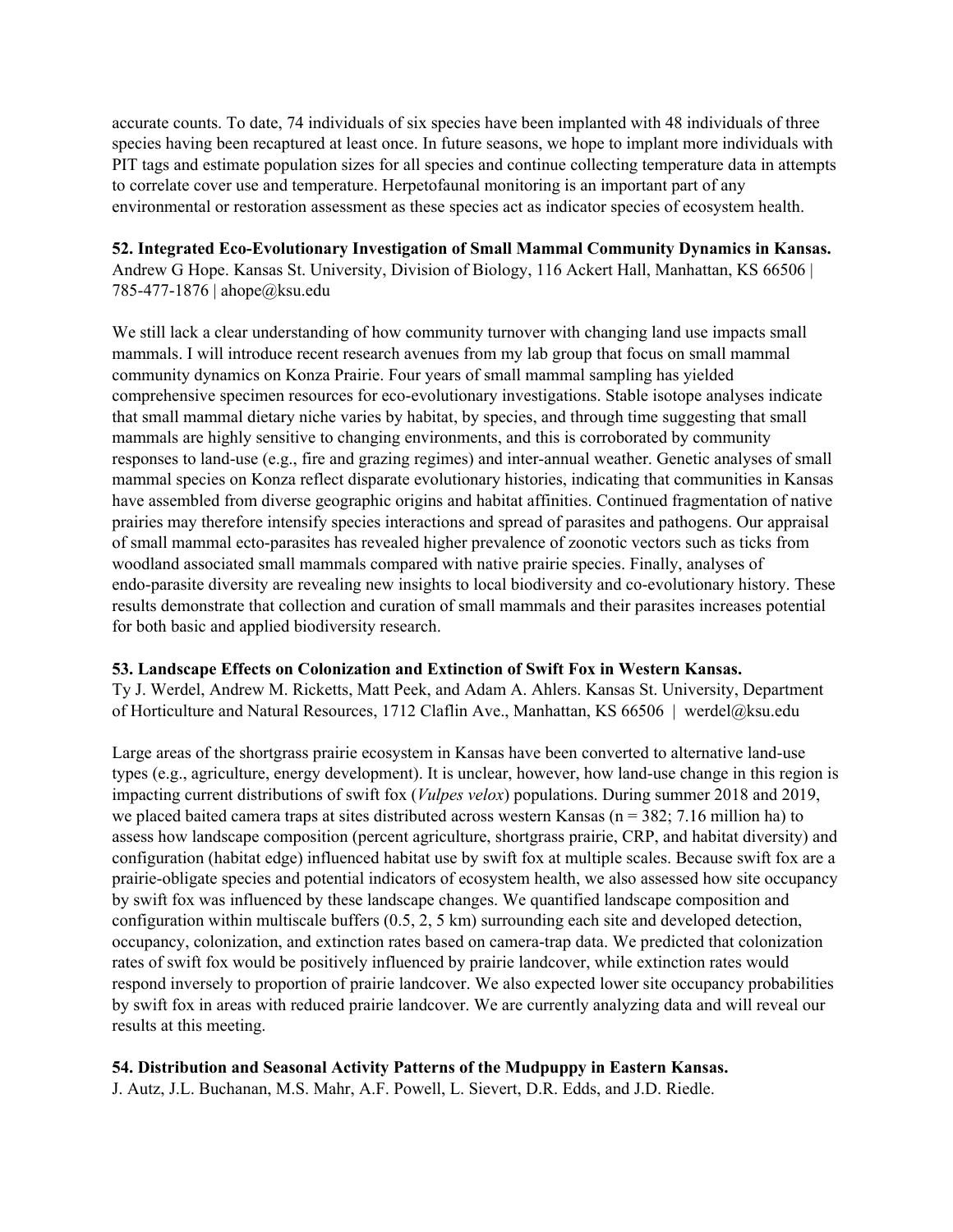accurate counts. To date, 74 individuals of six species have been implanted with 48 individuals of three species having been recaptured at least once. In future seasons, we hope to implant more individuals with PIT tags and estimate population sizes for all species and continue collecting temperature data in attempts to correlate cover use and temperature. Herpetofaunal monitoring is an important part of any environmental or restoration assessment as these species act as indicator species of ecosystem health.

**52. Integrated Eco-Evolutionary Investigation of Small Mammal Community Dynamics in Kansas.**
Andrew G Hope. Kansas St. University, Division of Biology, 116 Ackert Hall, Manhattan, KS 66506 | 785-477-1876 | ahope@ksu.edu

We still lack a clear understanding of how community turnover with changing land use impacts small mammals. I will introduce recent research avenues from my lab group that focus on small mammal community dynamics on Konza Prairie. Four years of small mammal sampling has yielded comprehensive specimen resources for eco-evolutionary investigations. Stable isotope analyses indicate that small mammal dietary niche varies by habitat, by species, and through time suggesting that small mammals are highly sensitive to changing environments, and this is corroborated by community responses to land-use (e.g., fire and grazing regimes) and inter-annual weather. Genetic analyses of small mammal species on Konza reflect disparate evolutionary histories, indicating that communities in Kansas have assembled from diverse geographic origins and habitat affinities. Continued fragmentation of native prairies may therefore intensify species interactions and spread of parasites and pathogens. Our appraisal of small mammal ecto-parasites has revealed higher prevalence of zoonotic vectors such as ticks from woodland associated small mammals compared with native prairie species. Finally, analyses of endo-parasite diversity are revealing new insights to local biodiversity and co-evolutionary history. These results demonstrate that collection and curation of small mammals and their parasites increases potential for both basic and applied biodiversity research.

**53. Landscape Effects on Colonization and Extinction of Swift Fox in Western Kansas.**
Ty J. Werdel, Andrew M. Ricketts, Matt Peek, and Adam A. Ahlers. Kansas St. University, Department of Horticulture and Natural Resources, 1712 Claflin Ave., Manhattan, KS 66506 | werdel@ksu.edu

Large areas of the shortgrass prairie ecosystem in Kansas have been converted to alternative land-use types (e.g., agriculture, energy development). It is unclear, however, how land-use change in this region is impacting current distributions of swift fox (*Vulpes velox*) populations. During summer 2018 and 2019, we placed baited camera traps at sites distributed across western Kansas (n = 382; 7.16 million ha) to assess how landscape composition (percent agriculture, shortgrass prairie, CRP, and habitat diversity) and configuration (habitat edge) influenced habitat use by swift fox at multiple scales. Because swift fox are a prairie-obligate species and potential indicators of ecosystem health, we also assessed how site occupancy by swift fox was influenced by these landscape changes. We quantified landscape composition and configuration within multiscale buffers (0.5, 2, 5 km) surrounding each site and developed detection, occupancy, colonization, and extinction rates based on camera-trap data. We predicted that colonization rates of swift fox would be positively influenced by prairie landcover, while extinction rates would respond inversely to proportion of prairie landcover. We also expected lower site occupancy probabilities by swift fox in areas with reduced prairie landcover. We are currently analyzing data and will reveal our results at this meeting.

**54. Distribution and Seasonal Activity Patterns of the Mudpuppy in Eastern Kansas.**
J. Autz, J.L. Buchanan, M.S. Mahr, A.F. Powell, L. Sievert, D.R. Edds, and J.D. Riedle.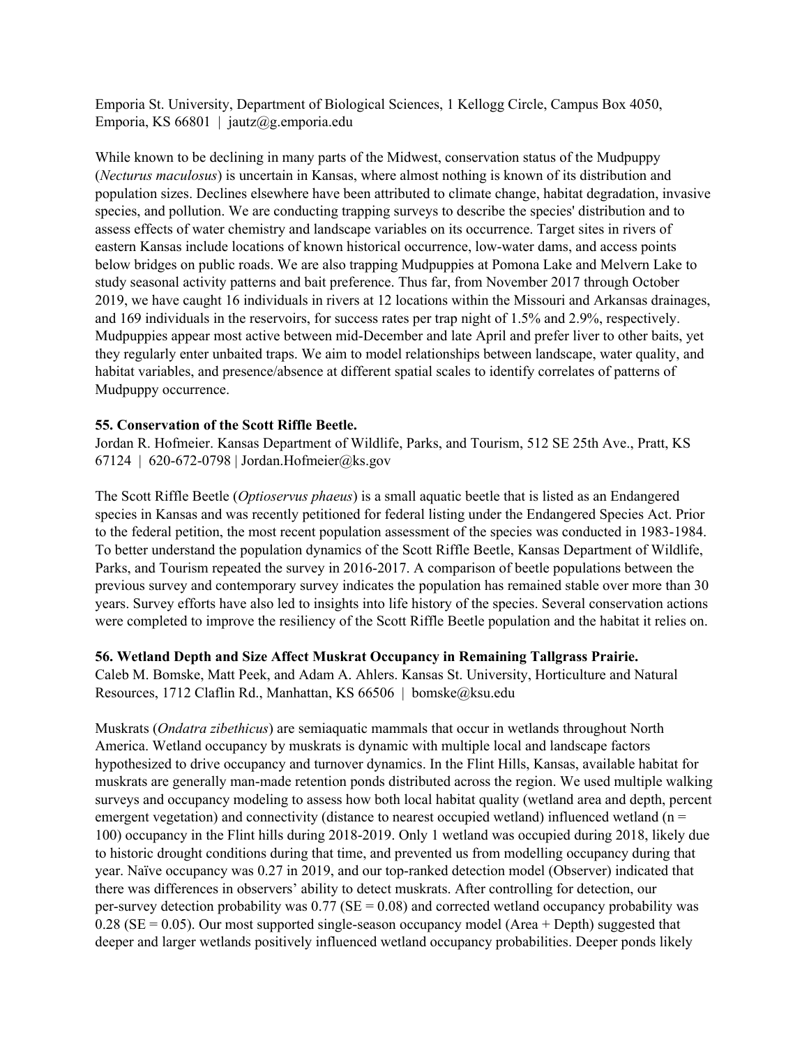Emporia St. University, Department of Biological Sciences, 1 Kellogg Circle, Campus Box 4050, Emporia, KS 66801 | jautz@g.emporia.edu

While known to be declining in many parts of the Midwest, conservation status of the Mudpuppy (*Necturus maculosus*) is uncertain in Kansas, where almost nothing is known of its distribution and population sizes. Declines elsewhere have been attributed to climate change, habitat degradation, invasive species, and pollution. We are conducting trapping surveys to describe the species' distribution and to assess effects of water chemistry and landscape variables on its occurrence. Target sites in rivers of eastern Kansas include locations of known historical occurrence, low-water dams, and access points below bridges on public roads. We are also trapping Mudpuppies at Pomona Lake and Melvern Lake to study seasonal activity patterns and bait preference. Thus far, from November 2017 through October 2019, we have caught 16 individuals in rivers at 12 locations within the Missouri and Arkansas drainages, and 169 individuals in the reservoirs, for success rates per trap night of 1.5% and 2.9%, respectively. Mudpuppies appear most active between mid-December and late April and prefer liver to other baits, yet they regularly enter unbaited traps. We aim to model relationships between landscape, water quality, and habitat variables, and presence/absence at different spatial scales to identify correlates of patterns of Mudpuppy occurrence.

**55. Conservation of the Scott Riffle Beetle.**

Jordan R. Hofmeier. Kansas Department of Wildlife, Parks, and Tourism, 512 SE 25th Ave., Pratt, KS 67124 | 620-672-0798 | Jordan.Hofmeier@ks.gov

The Scott Riffle Beetle (*Optioservus phaeus*) is a small aquatic beetle that is listed as an Endangered species in Kansas and was recently petitioned for federal listing under the Endangered Species Act. Prior to the federal petition, the most recent population assessment of the species was conducted in 1983-1984. To better understand the population dynamics of the Scott Riffle Beetle, Kansas Department of Wildlife, Parks, and Tourism repeated the survey in 2016-2017. A comparison of beetle populations between the previous survey and contemporary survey indicates the population has remained stable over more than 30 years. Survey efforts have also led to insights into life history of the species. Several conservation actions were completed to improve the resiliency of the Scott Riffle Beetle population and the habitat it relies on.

**56. Wetland Depth and Size Affect Muskrat Occupancy in Remaining Tallgrass Prairie.**

Caleb M. Bomske, Matt Peek, and Adam A. Ahlers. Kansas St. University, Horticulture and Natural Resources, 1712 Claflin Rd., Manhattan, KS 66506 | bomske@ksu.edu

Muskrats (*Ondatra zibethicus*) are semiaquatic mammals that occur in wetlands throughout North America. Wetland occupancy by muskrats is dynamic with multiple local and landscape factors hypothesized to drive occupancy and turnover dynamics. In the Flint Hills, Kansas, available habitat for muskrats are generally man-made retention ponds distributed across the region. We used multiple walking surveys and occupancy modeling to assess how both local habitat quality (wetland area and depth, percent emergent vegetation) and connectivity (distance to nearest occupied wetland) influenced wetland ($n$ = 100) occupancy in the Flint hills during 2018-2019. Only 1 wetland was occupied during 2018, likely due to historic drought conditions during that time, and prevented us from modelling occupancy during that year. Naïve occupancy was 0.27 in 2019, and our top-ranked detection model (Observer) indicated that there was differences in observers' ability to detect muskrats. After controlling for detection, our per-survey detection probability was 0.77 (SE = 0.08) and corrected wetland occupancy probability was 0.28 (SE = 0.05). Our most supported single-season occupancy model (Area + Depth) suggested that deeper and larger wetlands positively influenced wetland occupancy probabilities. Deeper ponds likely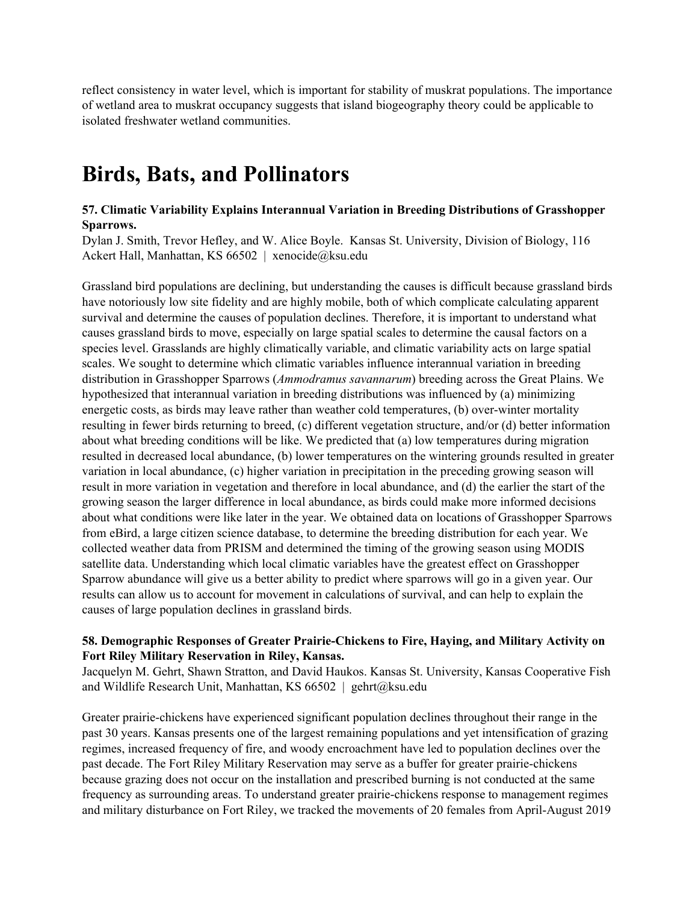reflect consistency in water level, which is important for stability of muskrat populations. The importance of wetland area to muskrat occupancy suggests that island biogeography theory could be applicable to isolated freshwater wetland communities.

# Birds, Bats, and Pollinators

**57. Climatic Variability Explains Interannual Variation in Breeding Distributions of Grasshopper Sparrows.**
Dylan J. Smith, Trevor Hefley, and W. Alice Boyle. Kansas St. University, Division of Biology, 116 Ackert Hall, Manhattan, KS 66502 | xenocide@ksu.edu

Grassland bird populations are declining, but understanding the causes is difficult because grassland birds have notoriously low site fidelity and are highly mobile, both of which complicate calculating apparent survival and determine the causes of population declines. Therefore, it is important to understand what causes grassland birds to move, especially on large spatial scales to determine the causal factors on a species level. Grasslands are highly climatically variable, and climatic variability acts on large spatial scales. We sought to determine which climatic variables influence interannual variation in breeding distribution in Grasshopper Sparrows (*Ammodramus savannarum*) breeding across the Great Plains. We hypothesized that interannual variation in breeding distributions was influenced by (a) minimizing energetic costs, as birds may leave rather than weather cold temperatures, (b) over-winter mortality resulting in fewer birds returning to breed, (c) different vegetation structure, and/or (d) better information about what breeding conditions will be like. We predicted that (a) low temperatures during migration resulted in decreased local abundance, (b) lower temperatures on the wintering grounds resulted in greater variation in local abundance, (c) higher variation in precipitation in the preceding growing season will result in more variation in vegetation and therefore in local abundance, and (d) the earlier the start of the growing season the larger difference in local abundance, as birds could make more informed decisions about what conditions were like later in the year. We obtained data on locations of Grasshopper Sparrows from eBird, a large citizen science database, to determine the breeding distribution for each year. We collected weather data from PRISM and determined the timing of the growing season using MODIS satellite data. Understanding which local climatic variables have the greatest effect on Grasshopper Sparrow abundance will give us a better ability to predict where sparrows will go in a given year. Our results can allow us to account for movement in calculations of survival, and can help to explain the causes of large population declines in grassland birds.

**58. Demographic Responses of Greater Prairie-Chickens to Fire, Haying, and Military Activity on Fort Riley Military Reservation in Riley, Kansas.**
Jacquelyn M. Gehrt, Shawn Stratton, and David Haukos. Kansas St. University, Kansas Cooperative Fish and Wildlife Research Unit, Manhattan, KS 66502 | gehrt@ksu.edu

Greater prairie-chickens have experienced significant population declines throughout their range in the past 30 years. Kansas presents one of the largest remaining populations and yet intensification of grazing regimes, increased frequency of fire, and woody encroachment have led to population declines over the past decade. The Fort Riley Military Reservation may serve as a buffer for greater prairie-chickens because grazing does not occur on the installation and prescribed burning is not conducted at the same frequency as surrounding areas. To understand greater prairie-chickens response to management regimes and military disturbance on Fort Riley, we tracked the movements of 20 females from April-August 2019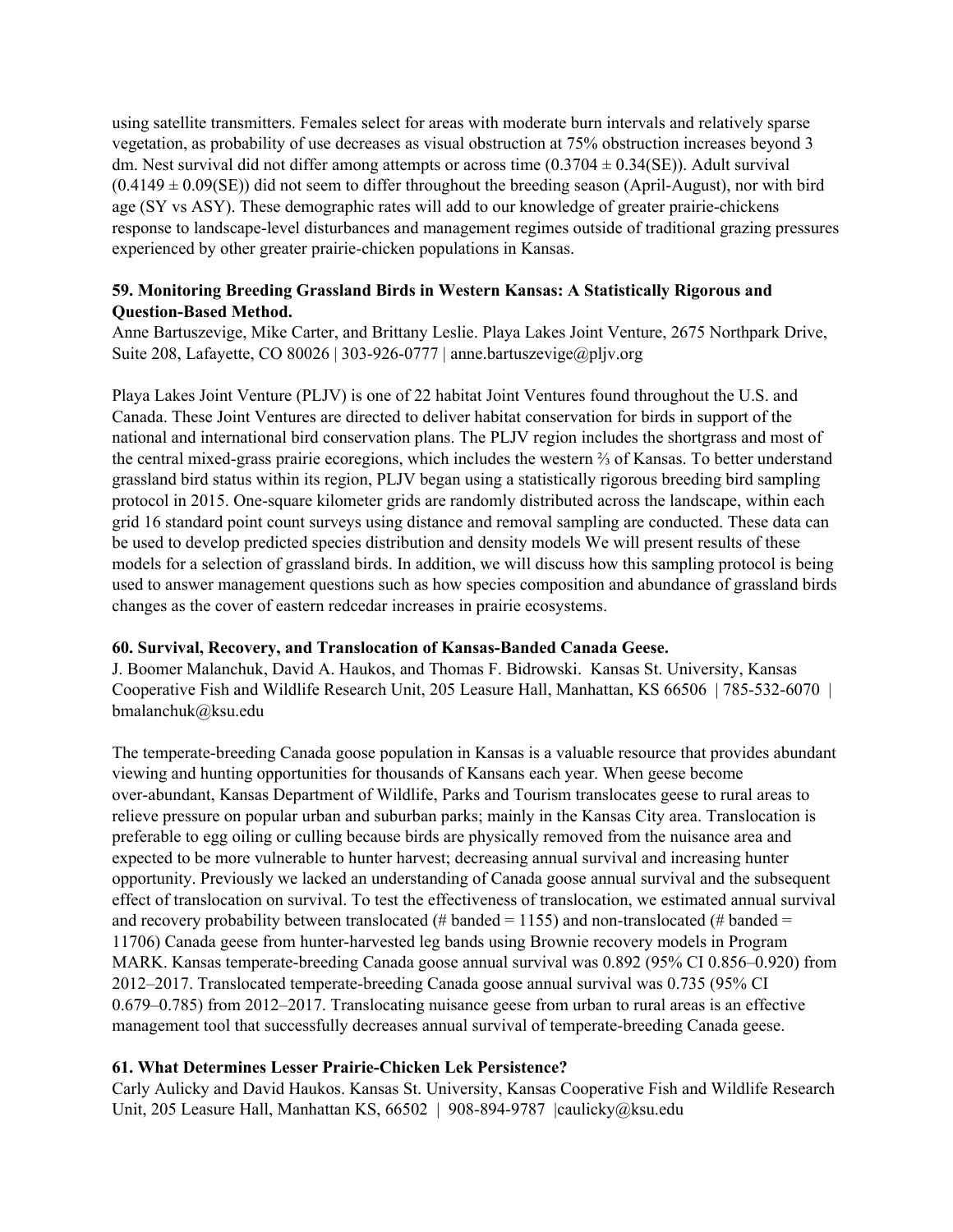using satellite transmitters. Females select for areas with moderate burn intervals and relatively sparse vegetation, as probability of use decreases as visual obstruction at 75% obstruction increases beyond 3 dm. Nest survival did not differ among attempts or across time ($0.3704 \pm 0.34$(SE)). Adult survival ($0.4149 \pm 0.09$(SE)) did not seem to differ throughout the breeding season (April-August), nor with bird age (SY vs ASY). These demographic rates will add to our knowledge of greater prairie-chickens response to landscape-level disturbances and management regimes outside of traditional grazing pressures experienced by other greater prairie-chicken populations in Kansas.

**59. Monitoring Breeding Grassland Birds in Western Kansas: A Statistically Rigorous and Question-Based Method.**

Anne Bartuszevige, Mike Carter, and Brittany Leslie. Playa Lakes Joint Venture, 2675 Northpark Drive, Suite 208, Lafayette, CO 80026 | 303-926-0777 | anne.bartuszevige@pljv.org

Playa Lakes Joint Venture (PLJV) is one of 22 habitat Joint Ventures found throughout the U.S. and Canada. These Joint Ventures are directed to deliver habitat conservation for birds in support of the national and international bird conservation plans. The PLJV region includes the shortgrass and most of the central mixed-grass prairie ecoregions, which includes the western ⅔ of Kansas. To better understand grassland bird status within its region, PLJV began using a statistically rigorous breeding bird sampling protocol in 2015. One-square kilometer grids are randomly distributed across the landscape, within each grid 16 standard point count surveys using distance and removal sampling are conducted. These data can be used to develop predicted species distribution and density models We will present results of these models for a selection of grassland birds. In addition, we will discuss how this sampling protocol is being used to answer management questions such as how species composition and abundance of grassland birds changes as the cover of eastern redcedar increases in prairie ecosystems.

**60. Survival, Recovery, and Translocation of Kansas-Banded Canada Geese.**

J. Boomer Malanchuk, David A. Haukos, and Thomas F. Bidrowski. Kansas St. University, Kansas Cooperative Fish and Wildlife Research Unit, 205 Leasure Hall, Manhattan, KS 66506 | 785-532-6070 | bmalanchuk@ksu.edu

The temperate-breeding Canada goose population in Kansas is a valuable resource that provides abundant viewing and hunting opportunities for thousands of Kansans each year. When geese become over-abundant, Kansas Department of Wildlife, Parks and Tourism translocates geese to rural areas to relieve pressure on popular urban and suburban parks; mainly in the Kansas City area. Translocation is preferable to egg oiling or culling because birds are physically removed from the nuisance area and expected to be more vulnerable to hunter harvest; decreasing annual survival and increasing hunter opportunity. Previously we lacked an understanding of Canada goose annual survival and the subsequent effect of translocation on survival. To test the effectiveness of translocation, we estimated annual survival and recovery probability between translocated (# banded = 1155) and non-translocated (# banded = 11706) Canada geese from hunter-harvested leg bands using Brownie recovery models in Program MARK. Kansas temperate-breeding Canada goose annual survival was 0.892 (95% CI 0.856–0.920) from 2012–2017. Translocated temperate-breeding Canada goose annual survival was 0.735 (95% CI 0.679–0.785) from 2012–2017. Translocating nuisance geese from urban to rural areas is an effective management tool that successfully decreases annual survival of temperate-breeding Canada geese.

**61. What Determines Lesser Prairie-Chicken Lek Persistence?**

Carly Aulicky and David Haukos. Kansas St. University, Kansas Cooperative Fish and Wildlife Research Unit, 205 Leasure Hall, Manhattan KS, 66502 | 908-894-9787 |caulicky@ksu.edu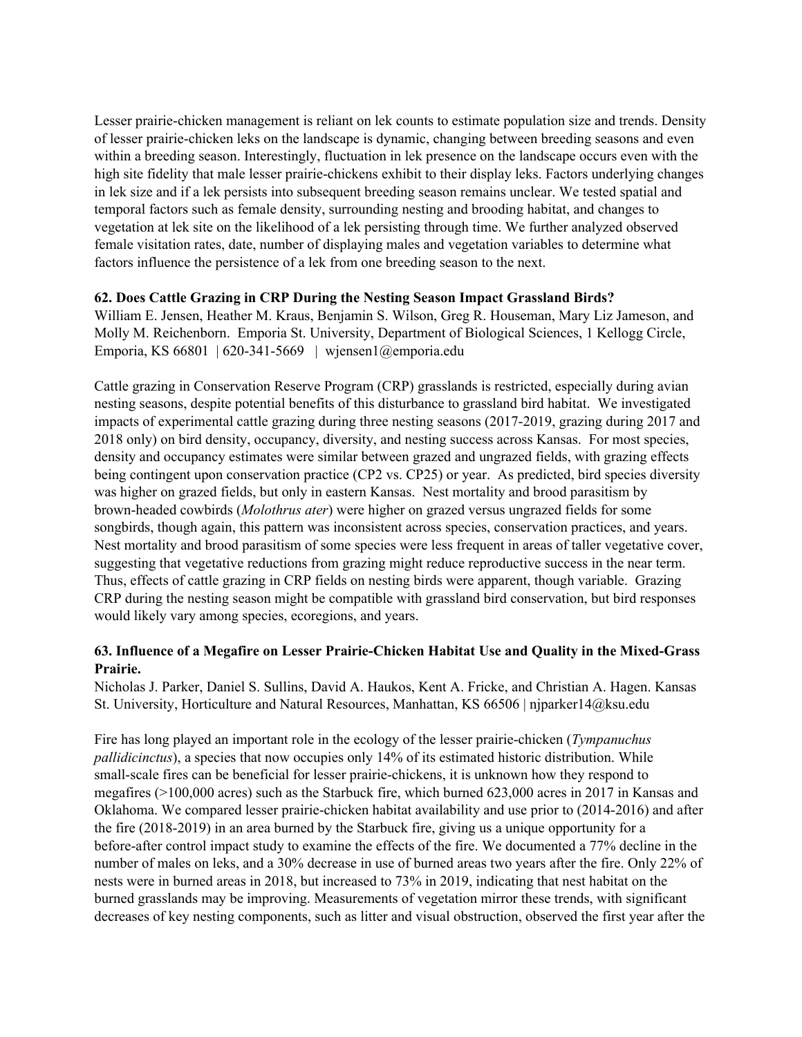Lesser prairie-chicken management is reliant on lek counts to estimate population size and trends. Density of lesser prairie-chicken leks on the landscape is dynamic, changing between breeding seasons and even within a breeding season. Interestingly, fluctuation in lek presence on the landscape occurs even with the high site fidelity that male lesser prairie-chickens exhibit to their display leks. Factors underlying changes in lek size and if a lek persists into subsequent breeding season remains unclear. We tested spatial and temporal factors such as female density, surrounding nesting and brooding habitat, and changes to vegetation at lek site on the likelihood of a lek persisting through time. We further analyzed observed female visitation rates, date, number of displaying males and vegetation variables to determine what factors influence the persistence of a lek from one breeding season to the next.

### 62. Does Cattle Grazing in CRP During the Nesting Season Impact Grassland Birds?

William E. Jensen, Heather M. Kraus, Benjamin S. Wilson, Greg R. Houseman, Mary Liz Jameson, and Molly M. Reichenborn. Emporia St. University, Department of Biological Sciences, 1 Kellogg Circle, Emporia, KS 66801 | 620-341-5669 | wjensen1@emporia.edu

Cattle grazing in Conservation Reserve Program (CRP) grasslands is restricted, especially during avian nesting seasons, despite potential benefits of this disturbance to grassland bird habitat. We investigated impacts of experimental cattle grazing during three nesting seasons (2017-2019, grazing during 2017 and 2018 only) on bird density, occupancy, diversity, and nesting success across Kansas. For most species, density and occupancy estimates were similar between grazed and ungrazed fields, with grazing effects being contingent upon conservation practice (CP2 vs. CP25) or year. As predicted, bird species diversity was higher on grazed fields, but only in eastern Kansas. Nest mortality and brood parasitism by brown-headed cowbirds (*Molothrus ater*) were higher on grazed versus ungrazed fields for some songbirds, though again, this pattern was inconsistent across species, conservation practices, and years. Nest mortality and brood parasitism of some species were less frequent in areas of taller vegetative cover, suggesting that vegetative reductions from grazing might reduce reproductive success in the near term. Thus, effects of cattle grazing in CRP fields on nesting birds were apparent, though variable. Grazing CRP during the nesting season might be compatible with grassland bird conservation, but bird responses would likely vary among species, ecoregions, and years.

### 63. Influence of a Megafire on Lesser Prairie-Chicken Habitat Use and Quality in the Mixed-Grass Prairie.

Nicholas J. Parker, Daniel S. Sullins, David A. Haukos, Kent A. Fricke, and Christian A. Hagen. Kansas St. University, Horticulture and Natural Resources, Manhattan, KS 66506 | njparker14@ksu.edu

Fire has long played an important role in the ecology of the lesser prairie-chicken (*Tympanuchus pallidicinctus*), a species that now occupies only 14% of its estimated historic distribution. While small-scale fires can be beneficial for lesser prairie-chickens, it is unknown how they respond to megafires (>100,000 acres) such as the Starbuck fire, which burned 623,000 acres in 2017 in Kansas and Oklahoma. We compared lesser prairie-chicken habitat availability and use prior to (2014-2016) and after the fire (2018-2019) in an area burned by the Starbuck fire, giving us a unique opportunity for a before-after control impact study to examine the effects of the fire. We documented a 77% decline in the number of males on leks, and a 30% decrease in use of burned areas two years after the fire. Only 22% of nests were in burned areas in 2018, but increased to 73% in 2019, indicating that nest habitat on the burned grasslands may be improving. Measurements of vegetation mirror these trends, with significant decreases of key nesting components, such as litter and visual obstruction, observed the first year after the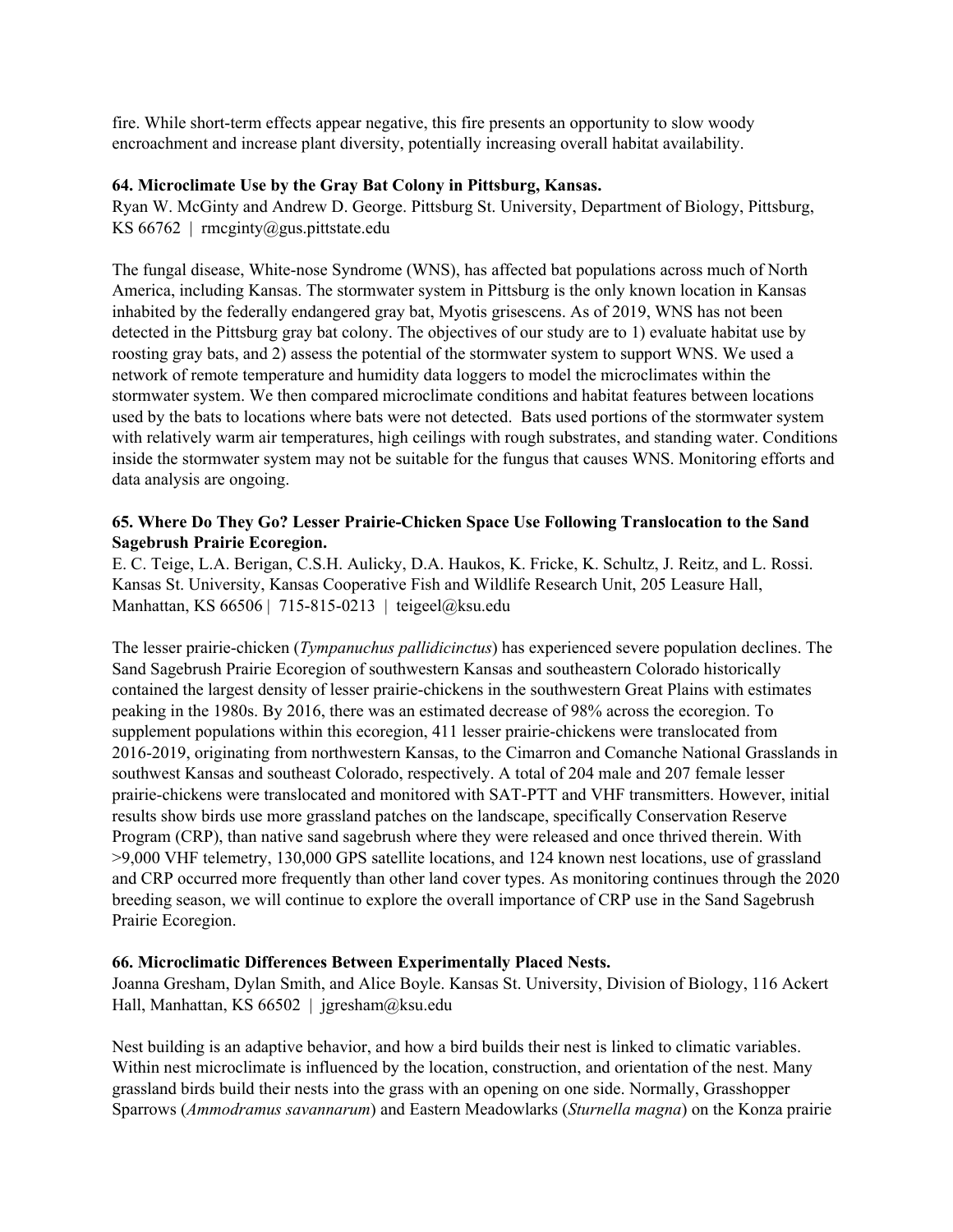fire. While short-term effects appear negative, this fire presents an opportunity to slow woody encroachment and increase plant diversity, potentially increasing overall habitat availability.

**64. Microclimate Use by the Gray Bat Colony in Pittsburg, Kansas.**
Ryan W. McGinty and Andrew D. George. Pittsburg St. University, Department of Biology, Pittsburg, KS 66762 | rmcginty@gus.pittstate.edu

The fungal disease, White-nose Syndrome (WNS), has affected bat populations across much of North America, including Kansas. The stormwater system in Pittsburg is the only known location in Kansas inhabited by the federally endangered gray bat, Myotis grisescens. As of 2019, WNS has not been detected in the Pittsburg gray bat colony. The objectives of our study are to 1) evaluate habitat use by roosting gray bats, and 2) assess the potential of the stormwater system to support WNS. We used a network of remote temperature and humidity data loggers to model the microclimates within the stormwater system. We then compared microclimate conditions and habitat features between locations used by the bats to locations where bats were not detected. Bats used portions of the stormwater system with relatively warm air temperatures, high ceilings with rough substrates, and standing water. Conditions inside the stormwater system may not be suitable for the fungus that causes WNS. Monitoring efforts and data analysis are ongoing.

**65. Where Do They Go? Lesser Prairie-Chicken Space Use Following Translocation to the Sand Sagebrush Prairie Ecoregion.**
E. C. Teige, L.A. Berigan, C.S.H. Aulicky, D.A. Haukos, K. Fricke, K. Schultz, J. Reitz, and L. Rossi. Kansas St. University, Kansas Cooperative Fish and Wildlife Research Unit, 205 Leasure Hall, Manhattan, KS 66506 | 715-815-0213 | teigeel@ksu.edu

The lesser prairie-chicken (*Tympanuchus pallidicinctus*) has experienced severe population declines. The Sand Sagebrush Prairie Ecoregion of southwestern Kansas and southeastern Colorado historically contained the largest density of lesser prairie-chickens in the southwestern Great Plains with estimates peaking in the 1980s. By 2016, there was an estimated decrease of 98% across the ecoregion. To supplement populations within this ecoregion, 411 lesser prairie-chickens were translocated from 2016-2019, originating from northwestern Kansas, to the Cimarron and Comanche National Grasslands in southwest Kansas and southeast Colorado, respectively. A total of 204 male and 207 female lesser prairie-chickens were translocated and monitored with SAT-PTT and VHF transmitters. However, initial results show birds use more grassland patches on the landscape, specifically Conservation Reserve Program (CRP), than native sand sagebrush where they were released and once thrived therein. With >9,000 VHF telemetry, 130,000 GPS satellite locations, and 124 known nest locations, use of grassland and CRP occurred more frequently than other land cover types. As monitoring continues through the 2020 breeding season, we will continue to explore the overall importance of CRP use in the Sand Sagebrush Prairie Ecoregion.

**66. Microclimatic Differences Between Experimentally Placed Nests.**
Joanna Gresham, Dylan Smith, and Alice Boyle. Kansas St. University, Division of Biology, 116 Ackert Hall, Manhattan, KS 66502 | jgresham@ksu.edu

Nest building is an adaptive behavior, and how a bird builds their nest is linked to climatic variables. Within nest microclimate is influenced by the location, construction, and orientation of the nest. Many grassland birds build their nests into the grass with an opening on one side. Normally, Grasshopper Sparrows (*Ammodramus savannarum*) and Eastern Meadowlarks (*Sturnella magna*) on the Konza prairie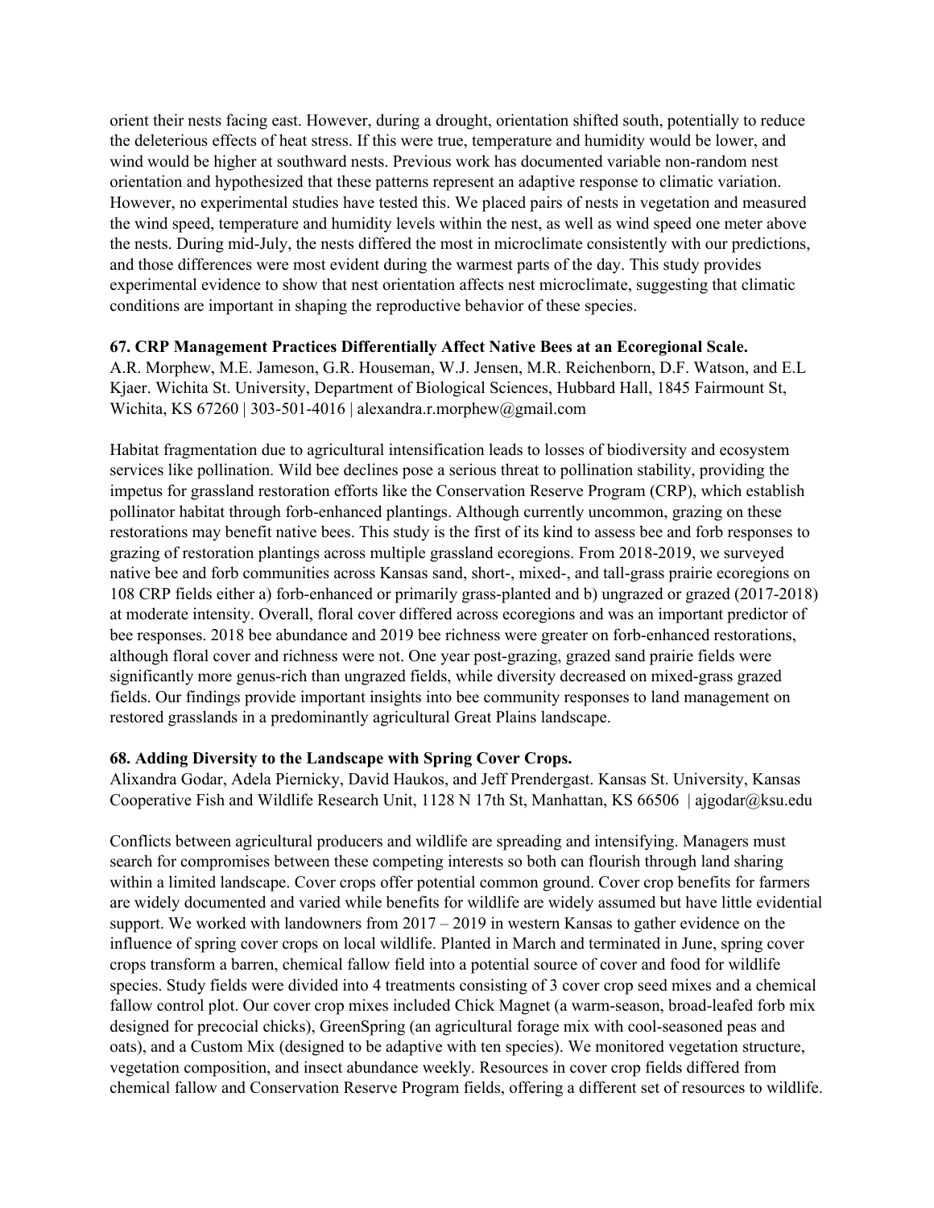orient their nests facing east. However, during a drought, orientation shifted south, potentially to reduce the deleterious effects of heat stress. If this were true, temperature and humidity would be lower, and wind would be higher at southward nests. Previous work has documented variable non-random nest orientation and hypothesized that these patterns represent an adaptive response to climatic variation. However, no experimental studies have tested this. We placed pairs of nests in vegetation and measured the wind speed, temperature and humidity levels within the nest, as well as wind speed one meter above the nests. During mid-July, the nests differed the most in microclimate consistently with our predictions, and those differences were most evident during the warmest parts of the day. This study provides experimental evidence to show that nest orientation affects nest microclimate, suggesting that climatic conditions are important in shaping the reproductive behavior of these species.

**67. CRP Management Practices Differentially Affect Native Bees at an Ecoregional Scale.**
A.R. Morphew, M.E. Jameson, G.R. Houseman, W.J. Jensen, M.R. Reichenborn, D.F. Watson, and E.L Kjaer. Wichita St. University, Department of Biological Sciences, Hubbard Hall, 1845 Fairmount St, Wichita, KS 67260 | 303-501-4016 | alexandra.r.morphew@gmail.com

Habitat fragmentation due to agricultural intensification leads to losses of biodiversity and ecosystem services like pollination. Wild bee declines pose a serious threat to pollination stability, providing the impetus for grassland restoration efforts like the Conservation Reserve Program (CRP), which establish pollinator habitat through forb-enhanced plantings. Although currently uncommon, grazing on these restorations may benefit native bees. This study is the first of its kind to assess bee and forb responses to grazing of restoration plantings across multiple grassland ecoregions. From 2018-2019, we surveyed native bee and forb communities across Kansas sand, short-, mixed-, and tall-grass prairie ecoregions on 108 CRP fields either a) forb-enhanced or primarily grass-planted and b) ungrazed or grazed (2017-2018) at moderate intensity. Overall, floral cover differed across ecoregions and was an important predictor of bee responses. 2018 bee abundance and 2019 bee richness were greater on forb-enhanced restorations, although floral cover and richness were not. One year post-grazing, grazed sand prairie fields were significantly more genus-rich than ungrazed fields, while diversity decreased on mixed-grass grazed fields. Our findings provide important insights into bee community responses to land management on restored grasslands in a predominantly agricultural Great Plains landscape.

**68. Adding Diversity to the Landscape with Spring Cover Crops.**
Alixandra Godar, Adela Piernicky, David Haukos, and Jeff Prendergast. Kansas St. University, Kansas Cooperative Fish and Wildlife Research Unit, 1128 N 17th St, Manhattan, KS 66506 | ajgodar@ksu.edu

Conflicts between agricultural producers and wildlife are spreading and intensifying. Managers must search for compromises between these competing interests so both can flourish through land sharing within a limited landscape. Cover crops offer potential common ground. Cover crop benefits for farmers are widely documented and varied while benefits for wildlife are widely assumed but have little evidential support. We worked with landowners from 2017 – 2019 in western Kansas to gather evidence on the influence of spring cover crops on local wildlife. Planted in March and terminated in June, spring cover crops transform a barren, chemical fallow field into a potential source of cover and food for wildlife species. Study fields were divided into 4 treatments consisting of 3 cover crop seed mixes and a chemical fallow control plot. Our cover crop mixes included Chick Magnet (a warm-season, broad-leafed forb mix designed for precocial chicks), GreenSpring (an agricultural forage mix with cool-seasoned peas and oats), and a Custom Mix (designed to be adaptive with ten species). We monitored vegetation structure, vegetation composition, and insect abundance weekly. Resources in cover crop fields differed from chemical fallow and Conservation Reserve Program fields, offering a different set of resources to wildlife.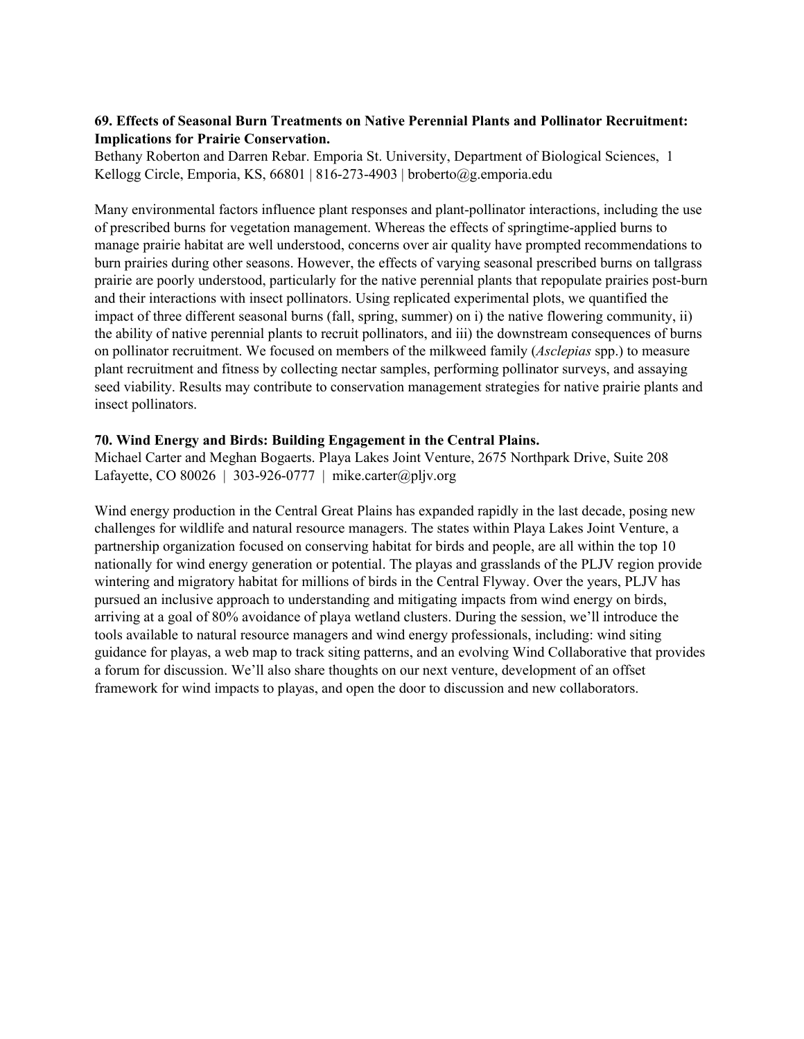**69. Effects of Seasonal Burn Treatments on Native Perennial Plants and Pollinator Recruitment: Implications for Prairie Conservation.**

Bethany Roberton and Darren Rebar. Emporia St. University, Department of Biological Sciences, 1 Kellogg Circle, Emporia, KS, 66801 | 816-273-4903 | broberto@g.emporia.edu

Many environmental factors influence plant responses and plant-pollinator interactions, including the use of prescribed burns for vegetation management. Whereas the effects of springtime-applied burns to manage prairie habitat are well understood, concerns over air quality have prompted recommendations to burn prairies during other seasons. However, the effects of varying seasonal prescribed burns on tallgrass prairie are poorly understood, particularly for the native perennial plants that repopulate prairies post-burn and their interactions with insect pollinators. Using replicated experimental plots, we quantified the impact of three different seasonal burns (fall, spring, summer) on i) the native flowering community, ii) the ability of native perennial plants to recruit pollinators, and iii) the downstream consequences of burns on pollinator recruitment. We focused on members of the milkweed family (*Asclepias* spp.) to measure plant recruitment and fitness by collecting nectar samples, performing pollinator surveys, and assaying seed viability. Results may contribute to conservation management strategies for native prairie plants and insect pollinators.

**70. Wind Energy and Birds: Building Engagement in the Central Plains.**

Michael Carter and Meghan Bogaerts. Playa Lakes Joint Venture, 2675 Northpark Drive, Suite 208 Lafayette, CO 80026 | 303-926-0777 | mike.carter@pljv.org

Wind energy production in the Central Great Plains has expanded rapidly in the last decade, posing new challenges for wildlife and natural resource managers. The states within Playa Lakes Joint Venture, a partnership organization focused on conserving habitat for birds and people, are all within the top 10 nationally for wind energy generation or potential. The playas and grasslands of the PLJV region provide wintering and migratory habitat for millions of birds in the Central Flyway. Over the years, PLJV has pursued an inclusive approach to understanding and mitigating impacts from wind energy on birds, arriving at a goal of 80% avoidance of playa wetland clusters. During the session, we'll introduce the tools available to natural resource managers and wind energy professionals, including: wind siting guidance for playas, a web map to track siting patterns, and an evolving Wind Collaborative that provides a forum for discussion. We'll also share thoughts on our next venture, development of an offset framework for wind impacts to playas, and open the door to discussion and new collaborators.